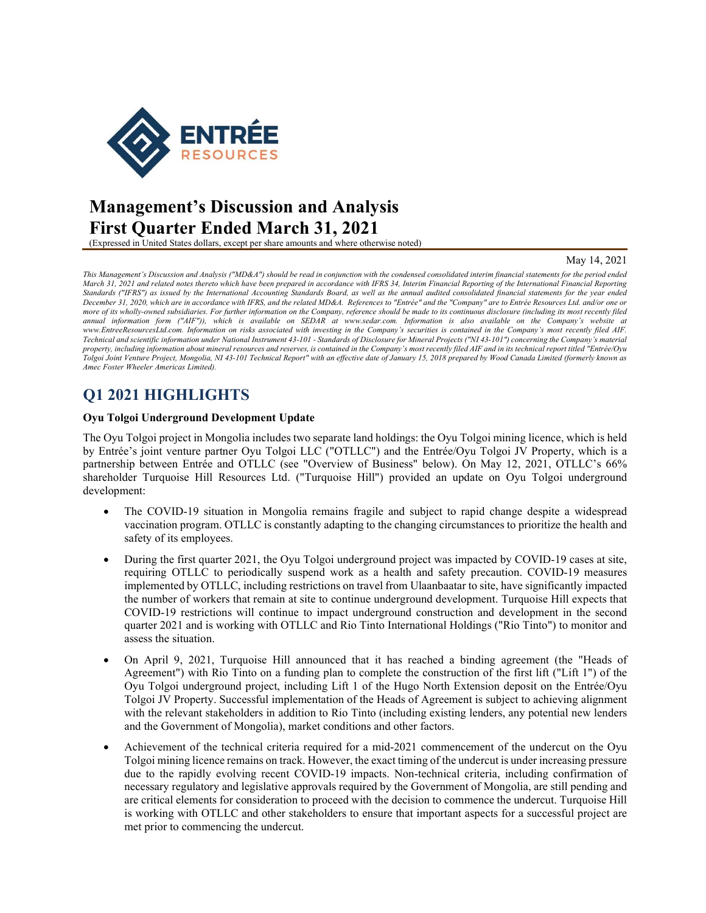# Management's Discussion and Analysis
# First Quarter Ended March 31, 2021

(Expressed in United States dollars, except per share amounts and where otherwise noted)

May 14, 2021

*This Management's Discussion and Analysis ("MD&A") should be read in conjunction with the condensed consolidated interim financial statements for the period ended March 31, 2021 and related notes thereto which have been prepared in accordance with IFRS 34, Interim Financial Reporting of the International Financial Reporting Standards ("IFRS") as issued by the International Accounting Standards Board, as well as the annual audited consolidated financial statements for the year ended December 31, 2020, which are in accordance with IFRS, and the related MD&A. References to "Entrée" and the "Company" are to Entrée Resources Ltd. and/or one or more of its wholly-owned subsidiaries. For further information on the Company, reference should be made to its continuous disclosure (including its most recently filed annual information form ("AIF")), which is available on SEDAR at www.sedar.com. Information is also available on the Company's website at www.EntreeResourcesLtd.com. Information on risks associated with investing in the Company's securities is contained in the Company's most recently filed AIF. Technical and scientific information under National Instrument 43-101 - Standards of Disclosure for Mineral Projects ("NI 43-101") concerning the Company's material property, including information about mineral resources and reserves, is contained in the Company's most recently filed AIF and in its technical report titled "Entrée/Oyu Tolgoi Joint Venture Project, Mongolia, NI 43-101 Technical Report" with an effective date of January 15, 2018 prepared by Wood Canada Limited (formerly known as Amec Foster Wheeler Americas Limited).*

## Q1 2021 HIGHLIGHTS

**Oyu Tolgoi Underground Development Update**

The Oyu Tolgoi project in Mongolia includes two separate land holdings: the Oyu Tolgoi mining licence, which is held by Entrée's joint venture partner Oyu Tolgoi LLC ("OTLLC") and the Entrée/Oyu Tolgoi JV Property, which is a partnership between Entrée and OTLLC (see "Overview of Business" below). On May 12, 2021, OTLLC's 66% shareholder Turquoise Hill Resources Ltd. ("Turquoise Hill") provided an update on Oyu Tolgoi underground development:

- The COVID-19 situation in Mongolia remains fragile and subject to rapid change despite a widespread vaccination program. OTLLC is constantly adapting to the changing circumstances to prioritize the health and safety of its employees.
- During the first quarter 2021, the Oyu Tolgoi underground project was impacted by COVID-19 cases at site, requiring OTLLC to periodically suspend work as a health and safety precaution. COVID-19 measures implemented by OTLLC, including restrictions on travel from Ulaanbaatar to site, have significantly impacted the number of workers that remain at site to continue underground development. Turquoise Hill expects that COVID-19 restrictions will continue to impact underground construction and development in the second quarter 2021 and is working with OTLLC and Rio Tinto International Holdings ("Rio Tinto") to monitor and assess the situation.
- On April 9, 2021, Turquoise Hill announced that it has reached a binding agreement (the "Heads of Agreement") with Rio Tinto on a funding plan to complete the construction of the first lift ("Lift 1") of the Oyu Tolgoi underground project, including Lift 1 of the Hugo North Extension deposit on the Entrée/Oyu Tolgoi JV Property. Successful implementation of the Heads of Agreement is subject to achieving alignment with the relevant stakeholders in addition to Rio Tinto (including existing lenders, any potential new lenders and the Government of Mongolia), market conditions and other factors.
- Achievement of the technical criteria required for a mid-2021 commencement of the undercut on the Oyu Tolgoi mining licence remains on track. However, the exact timing of the undercut is under increasing pressure due to the rapidly evolving recent COVID-19 impacts. Non-technical criteria, including confirmation of necessary regulatory and legislative approvals required by the Government of Mongolia, are still pending and are critical elements for consideration to proceed with the decision to commence the undercut. Turquoise Hill is working with OTLLC and other stakeholders to ensure that important aspects for a successful project are met prior to commencing the undercut.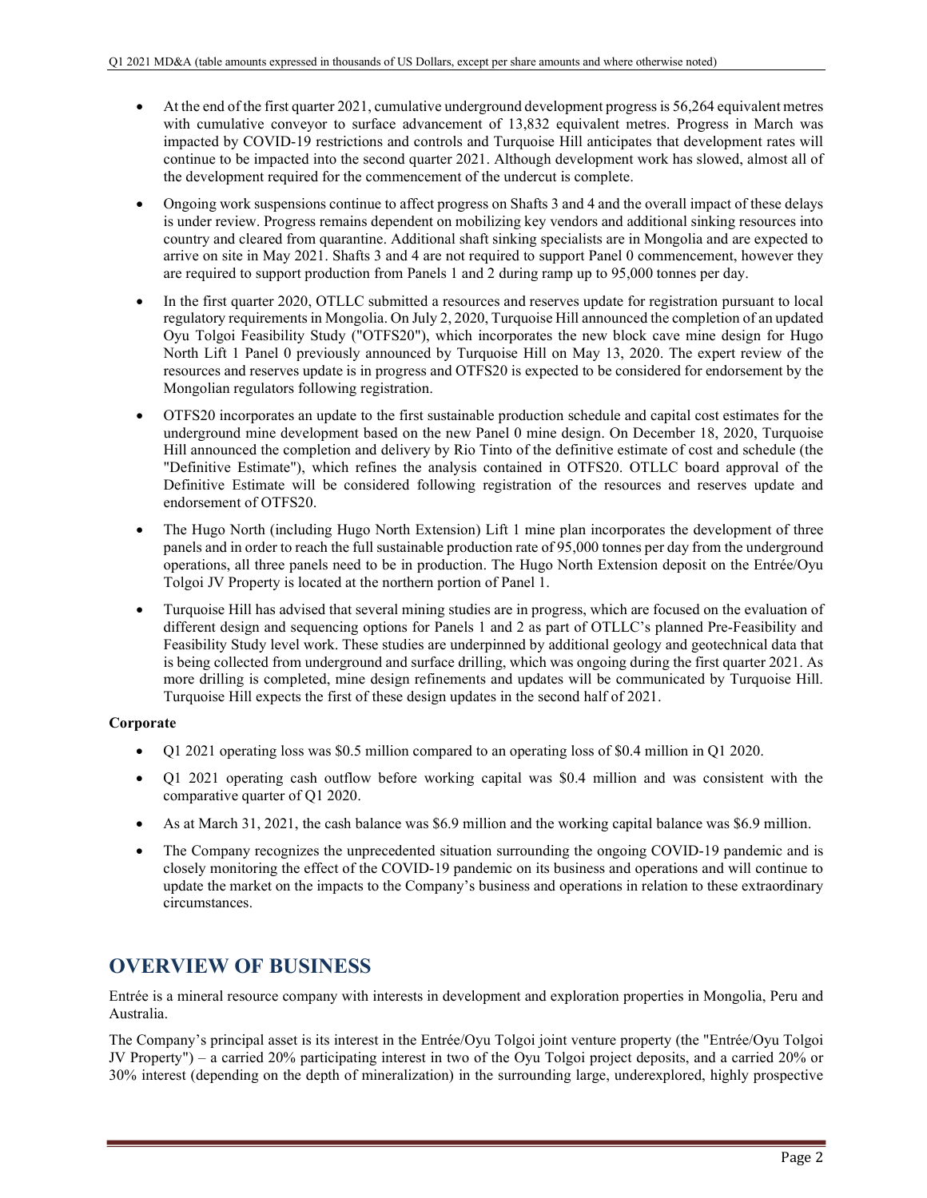- At the end of the first quarter 2021, cumulative underground development progress is 56,264 equivalent metres with cumulative conveyor to surface advancement of 13,832 equivalent metres. Progress in March was impacted by COVID-19 restrictions and controls and Turquoise Hill anticipates that development rates will continue to be impacted into the second quarter 2021. Although development work has slowed, almost all of the development required for the commencement of the undercut is complete.
- Ongoing work suspensions continue to affect progress on Shafts 3 and 4 and the overall impact of these delays is under review. Progress remains dependent on mobilizing key vendors and additional sinking resources into country and cleared from quarantine. Additional shaft sinking specialists are in Mongolia and are expected to arrive on site in May 2021. Shafts 3 and 4 are not required to support Panel 0 commencement, however they are required to support production from Panels 1 and 2 during ramp up to 95,000 tonnes per day.
- In the first quarter 2020, OTLLC submitted a resources and reserves update for registration pursuant to local regulatory requirements in Mongolia. On July 2, 2020, Turquoise Hill announced the completion of an updated Oyu Tolgoi Feasibility Study ("OTFS20"), which incorporates the new block cave mine design for Hugo North Lift 1 Panel 0 previously announced by Turquoise Hill on May 13, 2020. The expert review of the resources and reserves update is in progress and OTFS20 is expected to be considered for endorsement by the Mongolian regulators following registration.
- OTFS20 incorporates an update to the first sustainable production schedule and capital cost estimates for the underground mine development based on the new Panel 0 mine design. On December 18, 2020, Turquoise Hill announced the completion and delivery by Rio Tinto of the definitive estimate of cost and schedule (the "Definitive Estimate"), which refines the analysis contained in OTFS20. OTLLC board approval of the Definitive Estimate will be considered following registration of the resources and reserves update and endorsement of OTFS20.
- The Hugo North (including Hugo North Extension) Lift 1 mine plan incorporates the development of three panels and in order to reach the full sustainable production rate of 95,000 tonnes per day from the underground operations, all three panels need to be in production. The Hugo North Extension deposit on the Entrée/Oyu Tolgoi JV Property is located at the northern portion of Panel 1.
- Turquoise Hill has advised that several mining studies are in progress, which are focused on the evaluation of different design and sequencing options for Panels 1 and 2 as part of OTLLC's planned Pre-Feasibility and Feasibility Study level work. These studies are underpinned by additional geology and geotechnical data that is being collected from underground and surface drilling, which was ongoing during the first quarter 2021. As more drilling is completed, mine design refinements and updates will be communicated by Turquoise Hill. Turquoise Hill expects the first of these design updates in the second half of 2021.

**Corporate**

- Q1 2021 operating loss was $0.5 million compared to an operating loss of $0.4 million in Q1 2020.
- Q1 2021 operating cash outflow before working capital was $0.4 million and was consistent with the comparative quarter of Q1 2020.
- As at March 31, 2021, the cash balance was $6.9 million and the working capital balance was $6.9 million.
- The Company recognizes the unprecedented situation surrounding the ongoing COVID-19 pandemic and is closely monitoring the effect of the COVID-19 pandemic on its business and operations and will continue to update the market on the impacts to the Company's business and operations in relation to these extraordinary circumstances.

# OVERVIEW OF BUSINESS

Entrée is a mineral resource company with interests in development and exploration properties in Mongolia, Peru and Australia.

The Company's principal asset is its interest in the Entrée/Oyu Tolgoi joint venture property (the "Entrée/Oyu Tolgoi JV Property") – a carried 20% participating interest in two of the Oyu Tolgoi project deposits, and a carried 20% or 30% interest (depending on the depth of mineralization) in the surrounding large, underexplored, highly prospective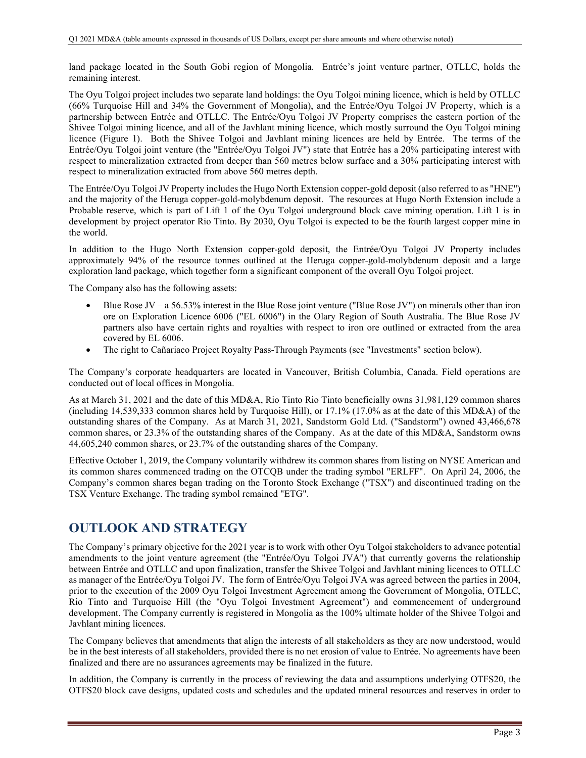land package located in the South Gobi region of Mongolia. Entrée's joint venture partner, OTLLC, holds the remaining interest.

The Oyu Tolgoi project includes two separate land holdings: the Oyu Tolgoi mining licence, which is held by OTLLC (66% Turquoise Hill and 34% the Government of Mongolia), and the Entrée/Oyu Tolgoi JV Property, which is a partnership between Entrée and OTLLC. The Entrée/Oyu Tolgoi JV Property comprises the eastern portion of the Shivee Tolgoi mining licence, and all of the Javhlant mining licence, which mostly surround the Oyu Tolgoi mining licence (Figure 1). Both the Shivee Tolgoi and Javhlant mining licences are held by Entrée. The terms of the Entrée/Oyu Tolgoi joint venture (the "Entrée/Oyu Tolgoi JV") state that Entrée has a 20% participating interest with respect to mineralization extracted from deeper than 560 metres below surface and a 30% participating interest with respect to mineralization extracted from above 560 metres depth.

The Entrée/Oyu Tolgoi JV Property includes the Hugo North Extension copper-gold deposit (also referred to as "HNE") and the majority of the Heruga copper-gold-molybdenum deposit. The resources at Hugo North Extension include a Probable reserve, which is part of Lift 1 of the Oyu Tolgoi underground block cave mining operation. Lift 1 is in development by project operator Rio Tinto. By 2030, Oyu Tolgoi is expected to be the fourth largest copper mine in the world.

In addition to the Hugo North Extension copper-gold deposit, the Entrée/Oyu Tolgoi JV Property includes approximately 94% of the resource tonnes outlined at the Heruga copper-gold-molybdenum deposit and a large exploration land package, which together form a significant component of the overall Oyu Tolgoi project.

The Company also has the following assets:

- Blue Rose JV – a 56.53% interest in the Blue Rose joint venture ("Blue Rose JV") on minerals other than iron ore on Exploration Licence 6006 ("EL 6006") in the Olary Region of South Australia. The Blue Rose JV partners also have certain rights and royalties with respect to iron ore outlined or extracted from the area covered by EL 6006.
- The right to Cañariaco Project Royalty Pass-Through Payments (see "Investments" section below).

The Company's corporate headquarters are located in Vancouver, British Columbia, Canada. Field operations are conducted out of local offices in Mongolia.

As at March 31, 2021 and the date of this MD&A, Rio Tinto Rio Tinto beneficially owns 31,981,129 common shares (including 14,539,333 common shares held by Turquoise Hill), or 17.1% (17.0% as at the date of this MD&A) of the outstanding shares of the Company. As at March 31, 2021, Sandstorm Gold Ltd. ("Sandstorm") owned 43,466,678 common shares, or 23.3% of the outstanding shares of the Company. As at the date of this MD&A, Sandstorm owns 44,605,240 common shares, or 23.7% of the outstanding shares of the Company.

Effective October 1, 2019, the Company voluntarily withdrew its common shares from listing on NYSE American and its common shares commenced trading on the OTCQB under the trading symbol "ERLFF". On April 24, 2006, the Company's common shares began trading on the Toronto Stock Exchange ("TSX") and discontinued trading on the TSX Venture Exchange. The trading symbol remained "ETG".

## OUTLOOK AND STRATEGY

The Company's primary objective for the 2021 year is to work with other Oyu Tolgoi stakeholders to advance potential amendments to the joint venture agreement (the "Entrée/Oyu Tolgoi JVA") that currently governs the relationship between Entrée and OTLLC and upon finalization, transfer the Shivee Tolgoi and Javhlant mining licences to OTLLC as manager of the Entrée/Oyu Tolgoi JV. The form of Entrée/Oyu Tolgoi JVA was agreed between the parties in 2004, prior to the execution of the 2009 Oyu Tolgoi Investment Agreement among the Government of Mongolia, OTLLC, Rio Tinto and Turquoise Hill (the "Oyu Tolgoi Investment Agreement") and commencement of underground development. The Company currently is registered in Mongolia as the 100% ultimate holder of the Shivee Tolgoi and Javhlant mining licences.

The Company believes that amendments that align the interests of all stakeholders as they are now understood, would be in the best interests of all stakeholders, provided there is no net erosion of value to Entrée. No agreements have been finalized and there are no assurances agreements may be finalized in the future.

In addition, the Company is currently in the process of reviewing the data and assumptions underlying OTFS20, the OTFS20 block cave designs, updated costs and schedules and the updated mineral resources and reserves in order to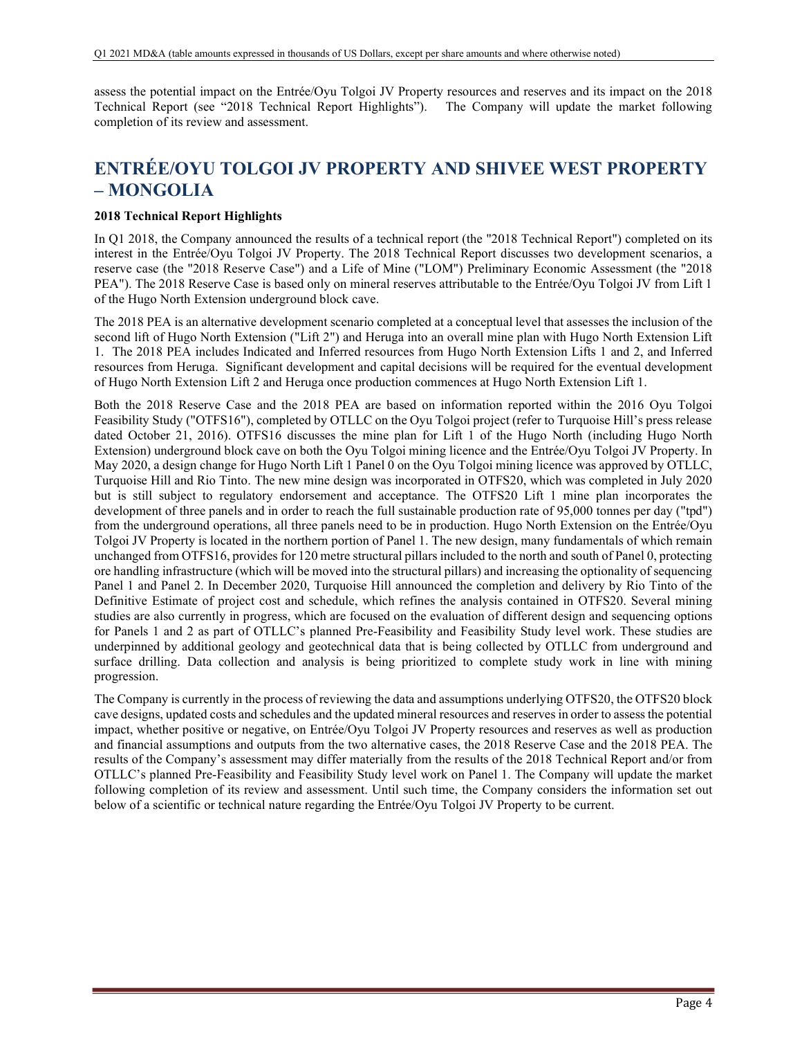assess the potential impact on the Entrée/Oyu Tolgoi JV Property resources and reserves and its impact on the 2018 Technical Report (see "2018 Technical Report Highlights"). The Company will update the market following completion of its review and assessment.

# ENTRÉE/OYU TOLGOI JV PROPERTY AND SHIVEE WEST PROPERTY – MONGOLIA

**2018 Technical Report Highlights**

In Q1 2018, the Company announced the results of a technical report (the "2018 Technical Report") completed on its interest in the Entrée/Oyu Tolgoi JV Property. The 2018 Technical Report discusses two development scenarios, a reserve case (the "2018 Reserve Case") and a Life of Mine ("LOM") Preliminary Economic Assessment (the "2018 PEA"). The 2018 Reserve Case is based only on mineral reserves attributable to the Entrée/Oyu Tolgoi JV from Lift 1 of the Hugo North Extension underground block cave.

The 2018 PEA is an alternative development scenario completed at a conceptual level that assesses the inclusion of the second lift of Hugo North Extension ("Lift 2") and Heruga into an overall mine plan with Hugo North Extension Lift 1. The 2018 PEA includes Indicated and Inferred resources from Hugo North Extension Lifts 1 and 2, and Inferred resources from Heruga. Significant development and capital decisions will be required for the eventual development of Hugo North Extension Lift 2 and Heruga once production commences at Hugo North Extension Lift 1.

Both the 2018 Reserve Case and the 2018 PEA are based on information reported within the 2016 Oyu Tolgoi Feasibility Study ("OTFS16"), completed by OTLLC on the Oyu Tolgoi project (refer to Turquoise Hill's press release dated October 21, 2016). OTFS16 discusses the mine plan for Lift 1 of the Hugo North (including Hugo North Extension) underground block cave on both the Oyu Tolgoi mining licence and the Entrée/Oyu Tolgoi JV Property. In May 2020, a design change for Hugo North Lift 1 Panel 0 on the Oyu Tolgoi mining licence was approved by OTLLC, Turquoise Hill and Rio Tinto. The new mine design was incorporated in OTFS20, which was completed in July 2020 but is still subject to regulatory endorsement and acceptance. The OTFS20 Lift 1 mine plan incorporates the development of three panels and in order to reach the full sustainable production rate of 95,000 tonnes per day ("tpd") from the underground operations, all three panels need to be in production. Hugo North Extension on the Entrée/Oyu Tolgoi JV Property is located in the northern portion of Panel 1. The new design, many fundamentals of which remain unchanged from OTFS16, provides for 120 metre structural pillars included to the north and south of Panel 0, protecting ore handling infrastructure (which will be moved into the structural pillars) and increasing the optionality of sequencing Panel 1 and Panel 2. In December 2020, Turquoise Hill announced the completion and delivery by Rio Tinto of the Definitive Estimate of project cost and schedule, which refines the analysis contained in OTFS20. Several mining studies are also currently in progress, which are focused on the evaluation of different design and sequencing options for Panels 1 and 2 as part of OTLLC's planned Pre-Feasibility and Feasibility Study level work. These studies are underpinned by additional geology and geotechnical data that is being collected by OTLLC from underground and surface drilling. Data collection and analysis is being prioritized to complete study work in line with mining progression.

The Company is currently in the process of reviewing the data and assumptions underlying OTFS20, the OTFS20 block cave designs, updated costs and schedules and the updated mineral resources and reserves in order to assess the potential impact, whether positive or negative, on Entrée/Oyu Tolgoi JV Property resources and reserves as well as production and financial assumptions and outputs from the two alternative cases, the 2018 Reserve Case and the 2018 PEA. The results of the Company's assessment may differ materially from the results of the 2018 Technical Report and/or from OTLLC's planned Pre-Feasibility and Feasibility Study level work on Panel 1. The Company will update the market following completion of its review and assessment. Until such time, the Company considers the information set out below of a scientific or technical nature regarding the Entrée/Oyu Tolgoi JV Property to be current.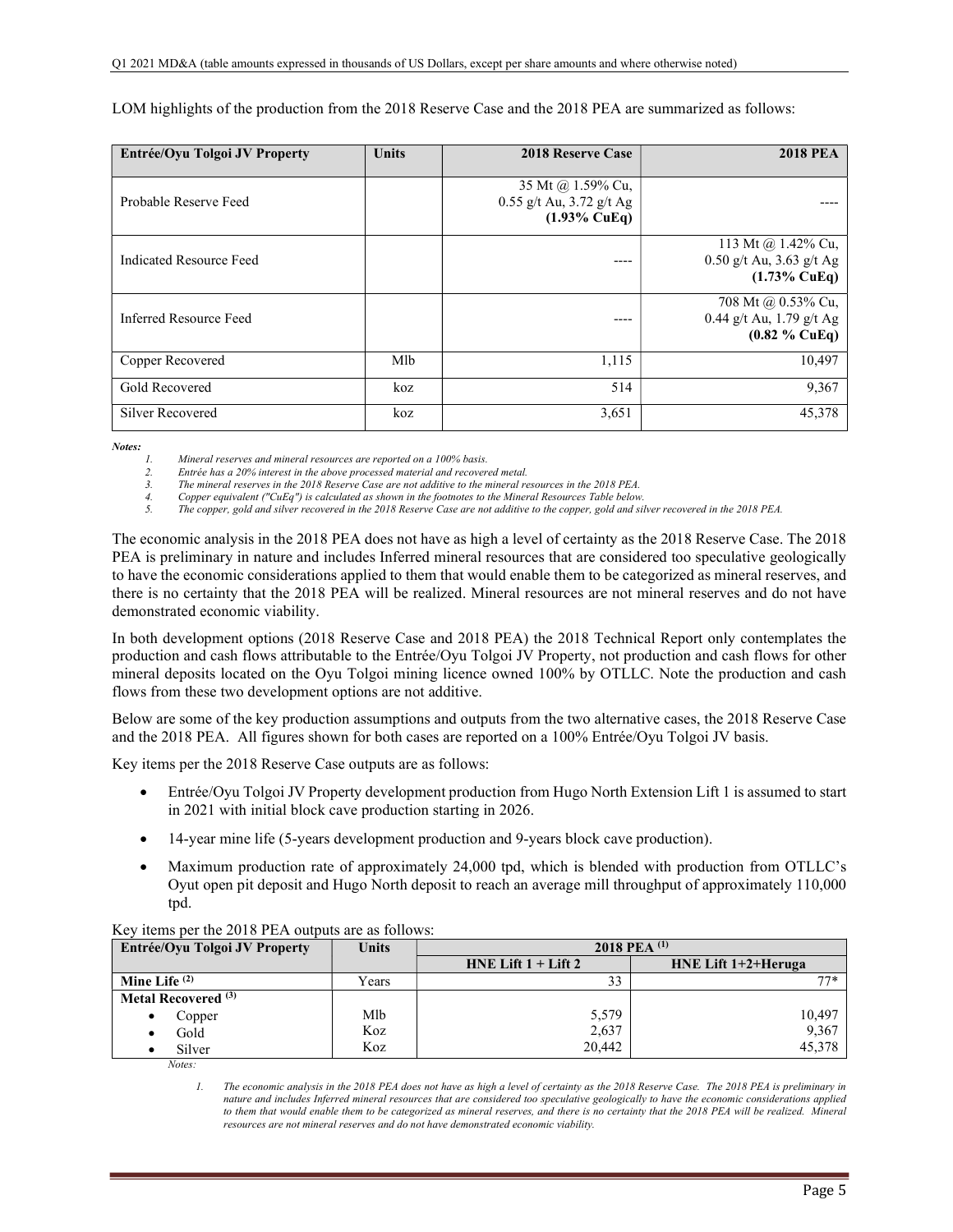LOM highlights of the production from the 2018 Reserve Case and the 2018 PEA are summarized as follows:

| Entrée/Oyu Tolgoi JV Property | Units | 2018 Reserve Case | 2018 PEA |
|---|---|---|---|
| Probable Reserve Feed | | 35 Mt @ 1.59% Cu, 0.55 g/t Au, 3.72 g/t Ag **(1.93% CuEq)** | ---- |
| Indicated Resource Feed | | ---- | 113 Mt @ 1.42% Cu, 0.50 g/t Au, 3.63 g/t Ag **(1.73% CuEq)** |
| Inferred Resource Feed | | ---- | 708 Mt @ 0.53% Cu, 0.44 g/t Au, 1.79 g/t Ag **(0.82 % CuEq)** |
| Copper Recovered | Mlb | 1,115 | 10,497 |
| Gold Recovered | koz | 514 | 9,367 |
| Silver Recovered | koz | 3,651 | 45,378 |

***Notes:***

1. *Mineral reserves and mineral resources are reported on a 100% basis.*
2. *Entrée has a 20% interest in the above processed material and recovered metal.*
3. *The mineral reserves in the 2018 Reserve Case are not additive to the mineral resources in the 2018 PEA.*
4. *Copper equivalent ("CuEq") is calculated as shown in the footnotes to the Mineral Resources Table below.*
5. *The copper, gold and silver recovered in the 2018 Reserve Case are not additive to the copper, gold and silver recovered in the 2018 PEA.*

The economic analysis in the 2018 PEA does not have as high a level of certainty as the 2018 Reserve Case. The 2018 PEA is preliminary in nature and includes Inferred mineral resources that are considered too speculative geologically to have the economic considerations applied to them that would enable them to be categorized as mineral reserves, and there is no certainty that the 2018 PEA will be realized. Mineral resources are not mineral reserves and do not have demonstrated economic viability.

In both development options (2018 Reserve Case and 2018 PEA) the 2018 Technical Report only contemplates the production and cash flows attributable to the Entrée/Oyu Tolgoi JV Property, not production and cash flows for other mineral deposits located on the Oyu Tolgoi mining licence owned 100% by OTLLC. Note the production and cash flows from these two development options are not additive.

Below are some of the key production assumptions and outputs from the two alternative cases, the 2018 Reserve Case and the 2018 PEA. All figures shown for both cases are reported on a 100% Entrée/Oyu Tolgoi JV basis.

Key items per the 2018 Reserve Case outputs are as follows:

- Entrée/Oyu Tolgoi JV Property development production from Hugo North Extension Lift 1 is assumed to start in 2021 with initial block cave production starting in 2026.
- 14-year mine life (5-years development production and 9-years block cave production).
- Maximum production rate of approximately 24,000 tpd, which is blended with production from OTLLC's Oyut open pit deposit and Hugo North deposit to reach an average mill throughput of approximately 110,000 tpd.

Key items per the 2018 PEA outputs are as follows:

| Entrée/Oyu Tolgoi JV Property | Units | 2018 PEA (1) | |
|---|---|---|---|
| | | HNE Lift 1 + Lift 2 | HNE Lift 1+2+Heruga |
| **Mine Life (2)** | Years | 33 | 77* |
| **Metal Recovered (3)** | | | |
| • Copper | Mlb | 5,579 | 10,497 |
| • Gold | Koz | 2,637 | 9,367 |
| • Silver | Koz | 20,442 | 45,378 |

*Notes:*

1. *The economic analysis in the 2018 PEA does not have as high a level of certainty as the 2018 Reserve Case. The 2018 PEA is preliminary in nature and includes Inferred mineral resources that are considered too speculative geologically to have the economic considerations applied to them that would enable them to be categorized as mineral reserves, and there is no certainty that the 2018 PEA will be realized. Mineral resources are not mineral reserves and do not have demonstrated economic viability.*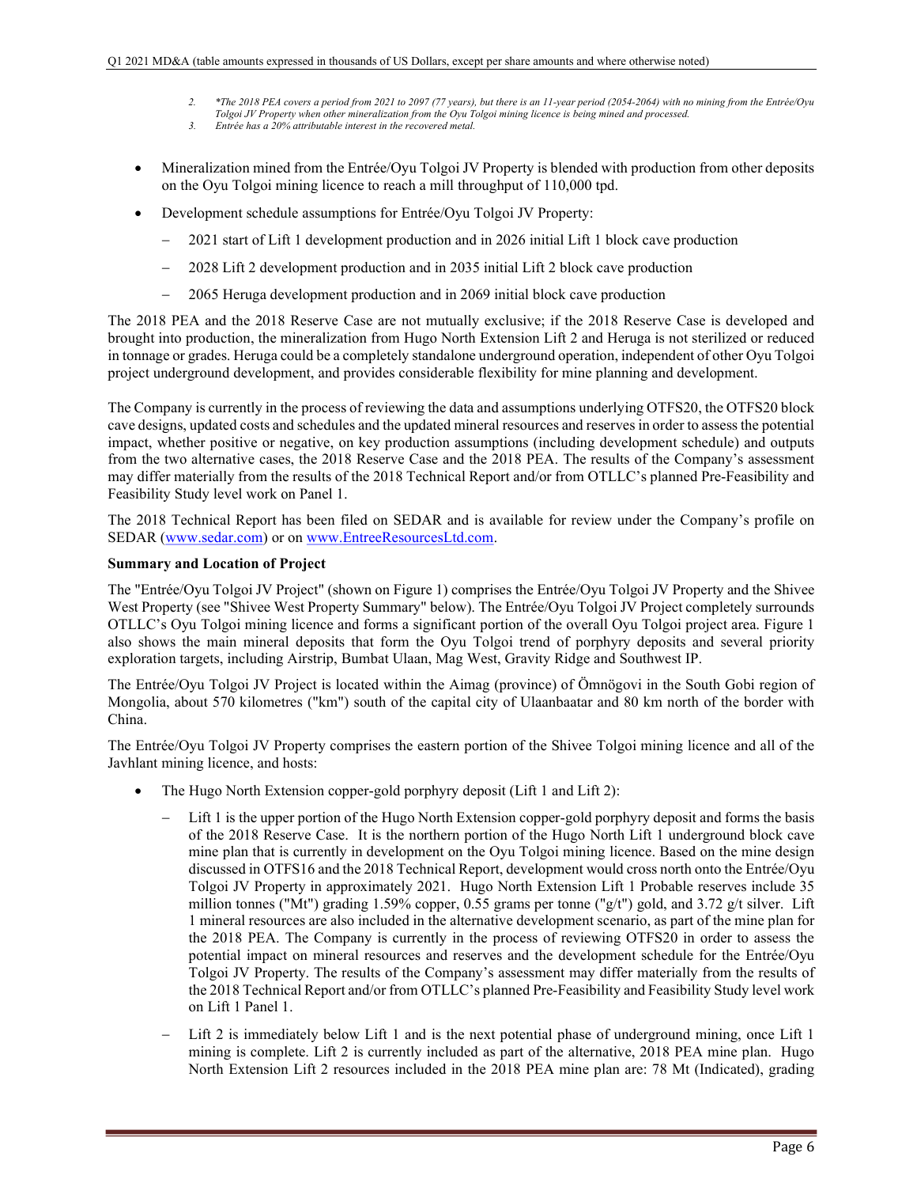2. *The 2018 PEA covers a period from 2021 to 2097 (77 years), but there is an 11-year period (2054-2064) with no mining from the Entrée/Oyu Tolgoi JV Property when other mineralization from the Oyu Tolgoi mining licence is being mined and processed.
3. Entrée has a 20% attributable interest in the recovered metal.

- Mineralization mined from the Entrée/Oyu Tolgoi JV Property is blended with production from other deposits on the Oyu Tolgoi mining licence to reach a mill throughput of 110,000 tpd.
- Development schedule assumptions for Entrée/Oyu Tolgoi JV Property:
  - 2021 start of Lift 1 development production and in 2026 initial Lift 1 block cave production
  - 2028 Lift 2 development production and in 2035 initial Lift 2 block cave production
  - 2065 Heruga development production and in 2069 initial block cave production

The 2018 PEA and the 2018 Reserve Case are not mutually exclusive; if the 2018 Reserve Case is developed and brought into production, the mineralization from Hugo North Extension Lift 2 and Heruga is not sterilized or reduced in tonnage or grades. Heruga could be a completely standalone underground operation, independent of other Oyu Tolgoi project underground development, and provides considerable flexibility for mine planning and development.

The Company is currently in the process of reviewing the data and assumptions underlying OTFS20, the OTFS20 block cave designs, updated costs and schedules and the updated mineral resources and reserves in order to assess the potential impact, whether positive or negative, on key production assumptions (including development schedule) and outputs from the two alternative cases, the 2018 Reserve Case and the 2018 PEA. The results of the Company's assessment may differ materially from the results of the 2018 Technical Report and/or from OTLLC's planned Pre-Feasibility and Feasibility Study level work on Panel 1.

The 2018 Technical Report has been filed on SEDAR and is available for review under the Company's profile on SEDAR (www.sedar.com) or on www.EntreeResourcesLtd.com.

**Summary and Location of Project**

The "Entrée/Oyu Tolgoi JV Project" (shown on Figure 1) comprises the Entrée/Oyu Tolgoi JV Property and the Shivee West Property (see "Shivee West Property Summary" below). The Entrée/Oyu Tolgoi JV Project completely surrounds OTLLC's Oyu Tolgoi mining licence and forms a significant portion of the overall Oyu Tolgoi project area. Figure 1 also shows the main mineral deposits that form the Oyu Tolgoi trend of porphyry deposits and several priority exploration targets, including Airstrip, Bumbat Ulaan, Mag West, Gravity Ridge and Southwest IP.

The Entrée/Oyu Tolgoi JV Project is located within the Aimag (province) of Ömnögovi in the South Gobi region of Mongolia, about 570 kilometres ("km") south of the capital city of Ulaanbaatar and 80 km north of the border with China.

The Entrée/Oyu Tolgoi JV Property comprises the eastern portion of the Shivee Tolgoi mining licence and all of the Javhlant mining licence, and hosts:

- The Hugo North Extension copper-gold porphyry deposit (Lift 1 and Lift 2):
  - Lift 1 is the upper portion of the Hugo North Extension copper-gold porphyry deposit and forms the basis of the 2018 Reserve Case. It is the northern portion of the Hugo North Lift 1 underground block cave mine plan that is currently in development on the Oyu Tolgoi mining licence. Based on the mine design discussed in OTFS16 and the 2018 Technical Report, development would cross north onto the Entrée/Oyu Tolgoi JV Property in approximately 2021. Hugo North Extension Lift 1 Probable reserves include 35 million tonnes ("Mt") grading 1.59% copper, 0.55 grams per tonne ("g/t") gold, and 3.72 g/t silver. Lift 1 mineral resources are also included in the alternative development scenario, as part of the mine plan for the 2018 PEA. The Company is currently in the process of reviewing OTFS20 in order to assess the potential impact on mineral resources and reserves and the development schedule for the Entrée/Oyu Tolgoi JV Property. The results of the Company's assessment may differ materially from the results of the 2018 Technical Report and/or from OTLLC's planned Pre-Feasibility and Feasibility Study level work on Lift 1 Panel 1.
  - Lift 2 is immediately below Lift 1 and is the next potential phase of underground mining, once Lift 1 mining is complete. Lift 2 is currently included as part of the alternative, 2018 PEA mine plan. Hugo North Extension Lift 2 resources included in the 2018 PEA mine plan are: 78 Mt (Indicated), grading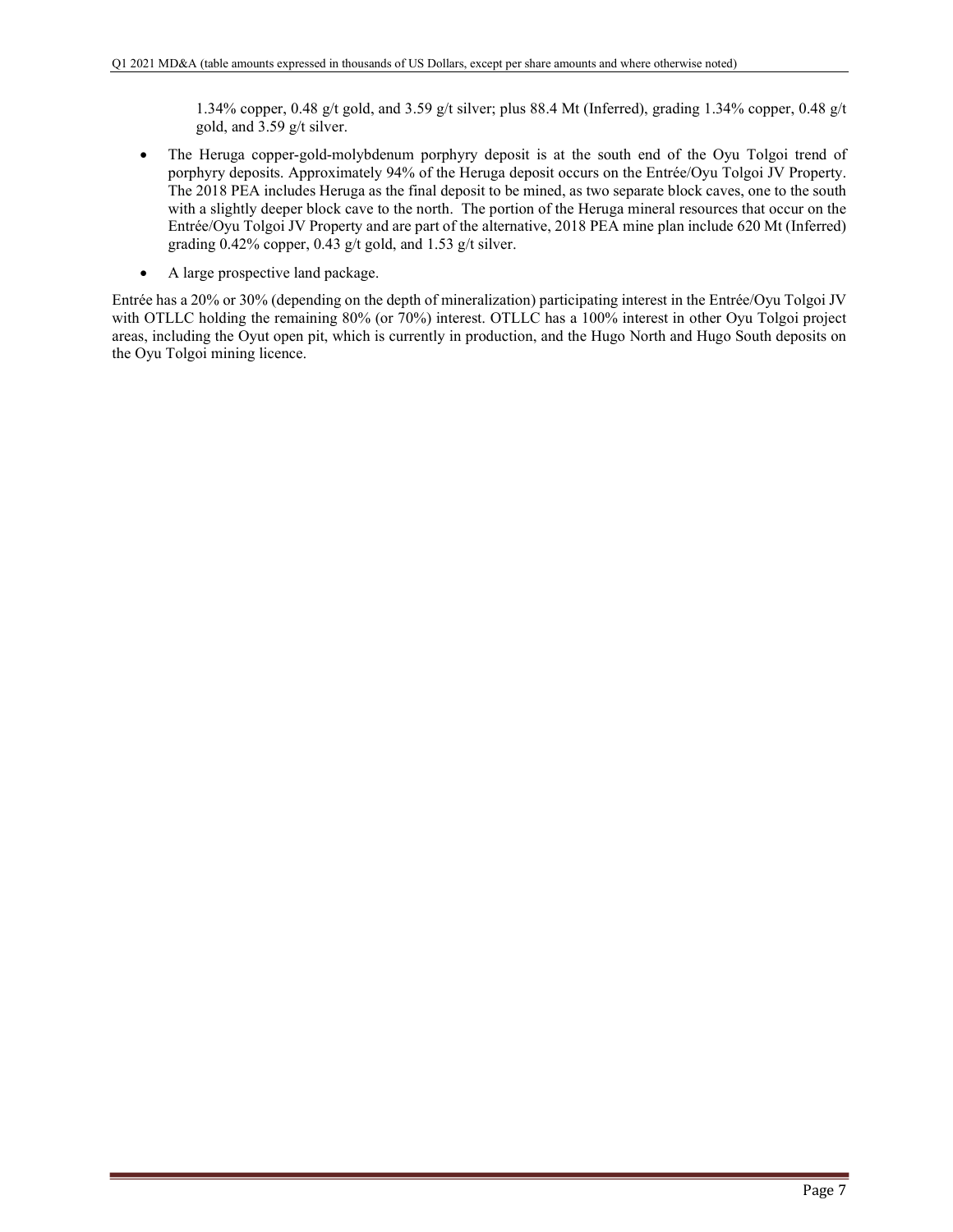1.34% copper, 0.48 g/t gold, and 3.59 g/t silver; plus 88.4 Mt (Inferred), grading 1.34% copper, 0.48 g/t gold, and 3.59 g/t silver.

- The Heruga copper-gold-molybdenum porphyry deposit is at the south end of the Oyu Tolgoi trend of porphyry deposits. Approximately 94% of the Heruga deposit occurs on the Entrée/Oyu Tolgoi JV Property. The 2018 PEA includes Heruga as the final deposit to be mined, as two separate block caves, one to the south with a slightly deeper block cave to the north. The portion of the Heruga mineral resources that occur on the Entrée/Oyu Tolgoi JV Property and are part of the alternative, 2018 PEA mine plan include 620 Mt (Inferred) grading 0.42% copper, 0.43 g/t gold, and 1.53 g/t silver.
- A large prospective land package.

Entrée has a 20% or 30% (depending on the depth of mineralization) participating interest in the Entrée/Oyu Tolgoi JV with OTLLC holding the remaining 80% (or 70%) interest. OTLLC has a 100% interest in other Oyu Tolgoi project areas, including the Oyut open pit, which is currently in production, and the Hugo North and Hugo South deposits on the Oyu Tolgoi mining licence.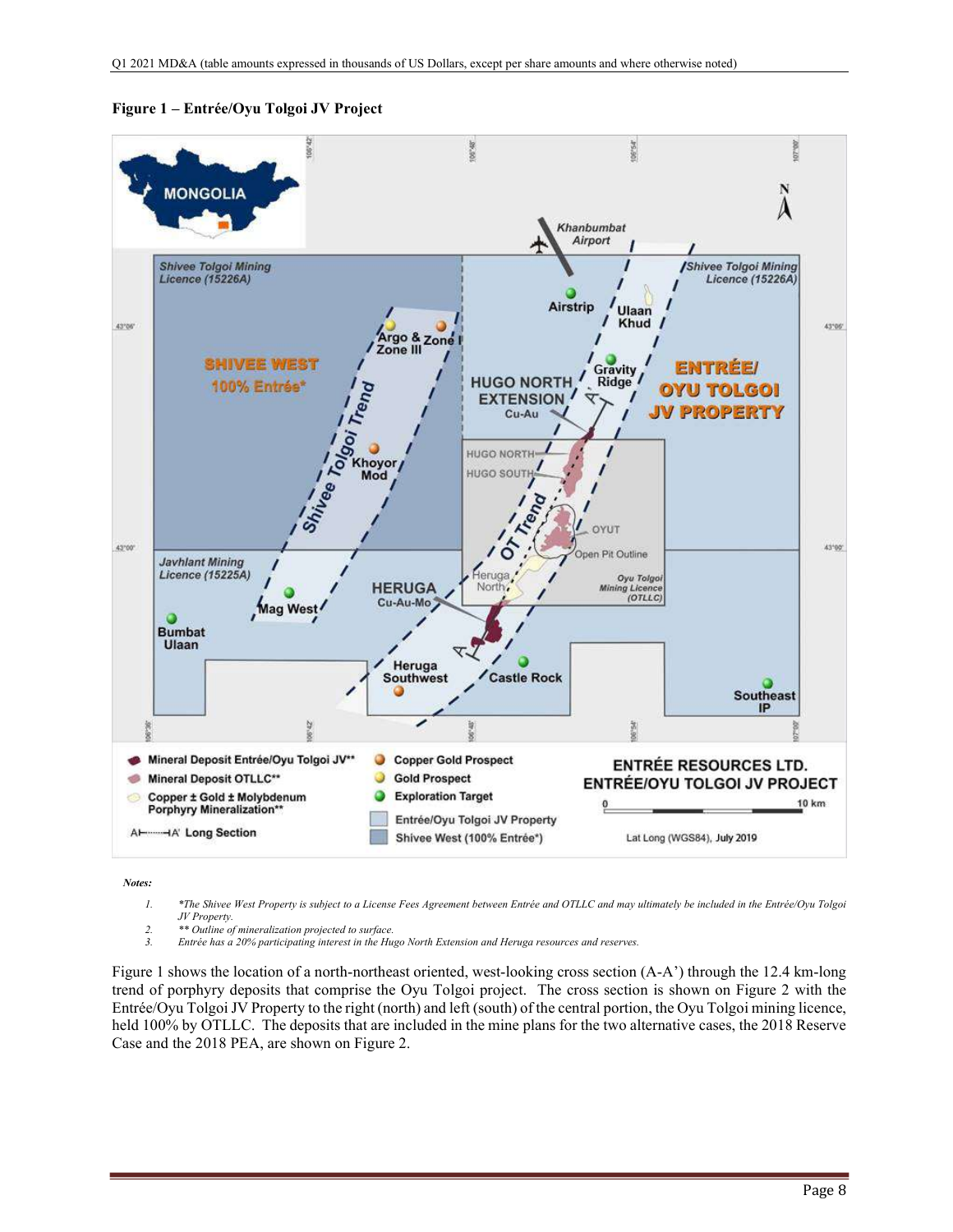**Figure 1 – Entrée/Oyu Tolgoi JV Project**

*Notes:*

1. *\*The Shivee West Property is subject to a License Fees Agreement between Entrée and OTLLC and may ultimately be included in the Entrée/Oyu Tolgoi JV Property.*
2. *\*\* Outline of mineralization projected to surface.*
3. *Entrée has a 20% participating interest in the Hugo North Extension and Heruga resources and reserves.*

Figure 1 shows the location of a north-northeast oriented, west-looking cross section (A-A') through the 12.4 km-long trend of porphyry deposits that comprise the Oyu Tolgoi project. The cross section is shown on Figure 2 with the Entrée/Oyu Tolgoi JV Property to the right (north) and left (south) of the central portion, the Oyu Tolgoi mining licence, held 100% by OTLLC. The deposits that are included in the mine plans for the two alternative cases, the 2018 Reserve Case and the 2018 PEA, are shown on Figure 2.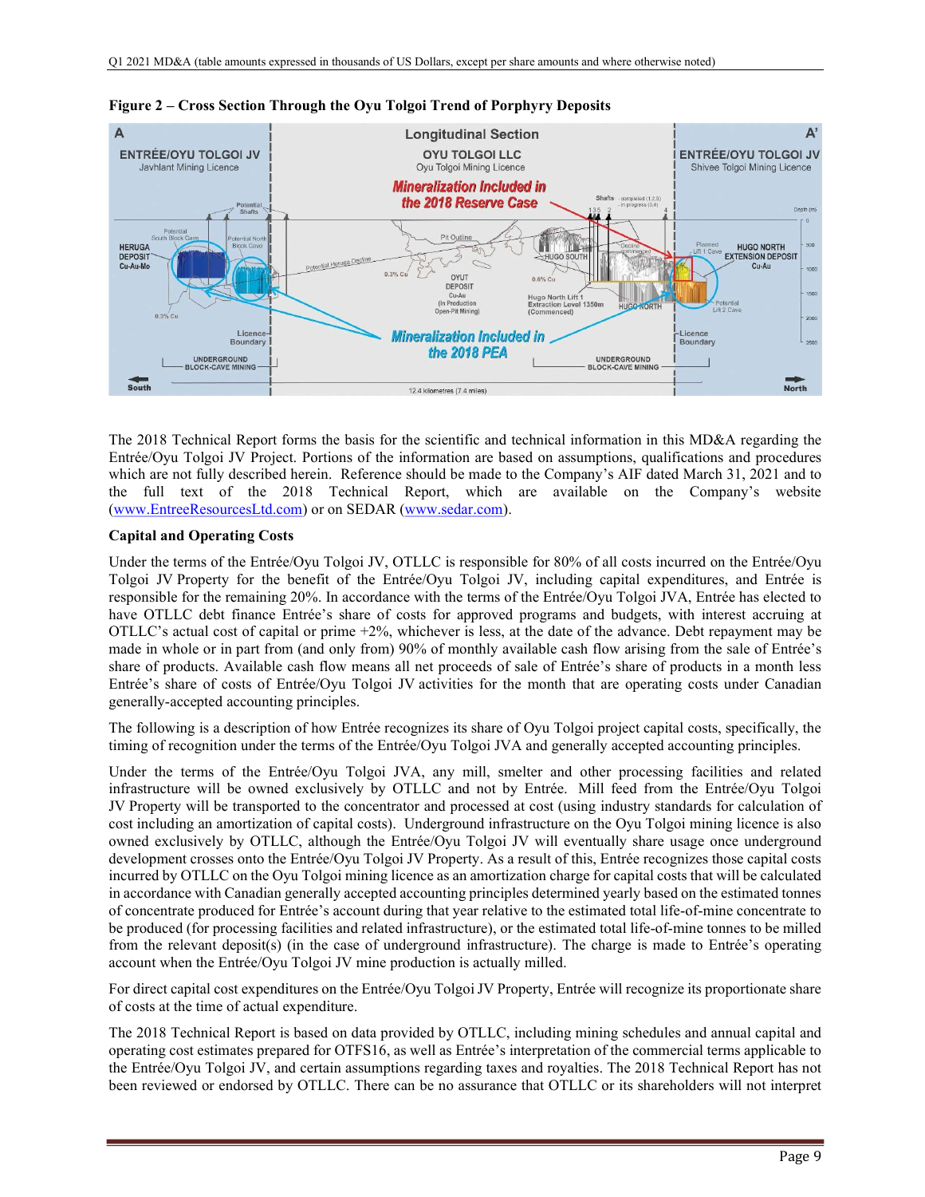**Figure 2 – Cross Section Through the Oyu Tolgoi Trend of Porphyry Deposits**

The 2018 Technical Report forms the basis for the scientific and technical information in this MD&A regarding the Entrée/Oyu Tolgoi JV Project. Portions of the information are based on assumptions, qualifications and procedures which are not fully described herein. Reference should be made to the Company's AIF dated March 31, 2021 and to the full text of the 2018 Technical Report, which are available on the Company's website (www.EntreeResourcesLtd.com) or on SEDAR (www.sedar.com).

**Capital and Operating Costs**

Under the terms of the Entrée/Oyu Tolgoi JV, OTLLC is responsible for 80% of all costs incurred on the Entrée/Oyu Tolgoi JV Property for the benefit of the Entrée/Oyu Tolgoi JV, including capital expenditures, and Entrée is responsible for the remaining 20%. In accordance with the terms of the Entrée/Oyu Tolgoi JVA, Entrée has elected to have OTLLC debt finance Entrée's share of costs for approved programs and budgets, with interest accruing at OTLLC's actual cost of capital or prime +2%, whichever is less, at the date of the advance. Debt repayment may be made in whole or in part from (and only from) 90% of monthly available cash flow arising from the sale of Entrée's share of products. Available cash flow means all net proceeds of sale of Entrée's share of products in a month less Entrée's share of costs of Entrée/Oyu Tolgoi JV activities for the month that are operating costs under Canadian generally-accepted accounting principles.

The following is a description of how Entrée recognizes its share of Oyu Tolgoi project capital costs, specifically, the timing of recognition under the terms of the Entrée/Oyu Tolgoi JVA and generally accepted accounting principles.

Under the terms of the Entrée/Oyu Tolgoi JVA, any mill, smelter and other processing facilities and related infrastructure will be owned exclusively by OTLLC and not by Entrée. Mill feed from the Entrée/Oyu Tolgoi JV Property will be transported to the concentrator and processed at cost (using industry standards for calculation of cost including an amortization of capital costs). Underground infrastructure on the Oyu Tolgoi mining licence is also owned exclusively by OTLLC, although the Entrée/Oyu Tolgoi JV will eventually share usage once underground development crosses onto the Entrée/Oyu Tolgoi JV Property. As a result of this, Entrée recognizes those capital costs incurred by OTLLC on the Oyu Tolgoi mining licence as an amortization charge for capital costs that will be calculated in accordance with Canadian generally accepted accounting principles determined yearly based on the estimated tonnes of concentrate produced for Entrée's account during that year relative to the estimated total life-of-mine concentrate to be produced (for processing facilities and related infrastructure), or the estimated total life-of-mine tonnes to be milled from the relevant deposit(s) (in the case of underground infrastructure). The charge is made to Entrée's operating account when the Entrée/Oyu Tolgoi JV mine production is actually milled.

For direct capital cost expenditures on the Entrée/Oyu Tolgoi JV Property, Entrée will recognize its proportionate share of costs at the time of actual expenditure.

The 2018 Technical Report is based on data provided by OTLLC, including mining schedules and annual capital and operating cost estimates prepared for OTFS16, as well as Entrée's interpretation of the commercial terms applicable to the Entrée/Oyu Tolgoi JV, and certain assumptions regarding taxes and royalties. The 2018 Technical Report has not been reviewed or endorsed by OTLLC. There can be no assurance that OTLLC or its shareholders will not interpret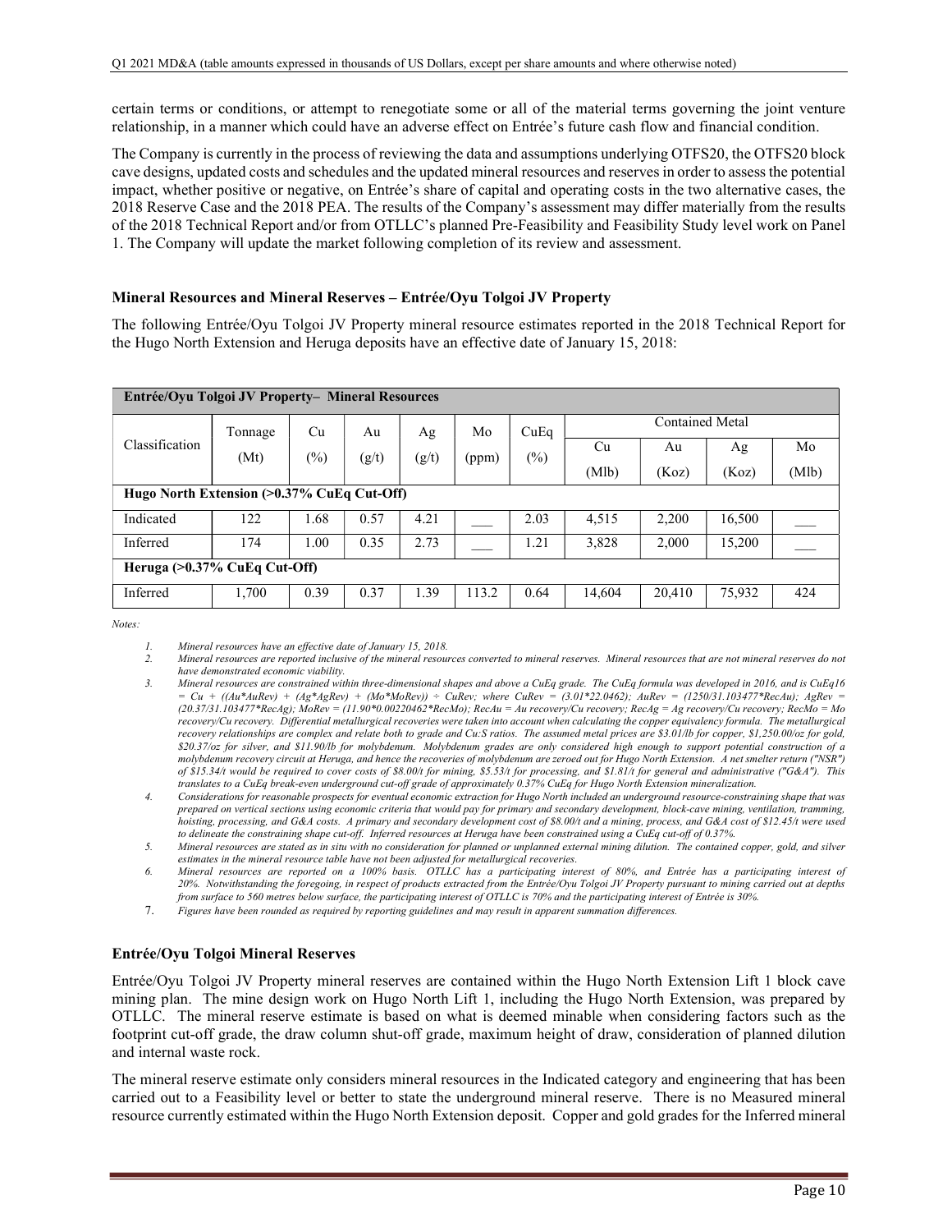certain terms or conditions, or attempt to renegotiate some or all of the material terms governing the joint venture relationship, in a manner which could have an adverse effect on Entrée's future cash flow and financial condition.

The Company is currently in the process of reviewing the data and assumptions underlying OTFS20, the OTFS20 block cave designs, updated costs and schedules and the updated mineral resources and reserves in order to assess the potential impact, whether positive or negative, on Entrée's share of capital and operating costs in the two alternative cases, the 2018 Reserve Case and the 2018 PEA. The results of the Company's assessment may differ materially from the results of the 2018 Technical Report and/or from OTLLC's planned Pre-Feasibility and Feasibility Study level work on Panel 1. The Company will update the market following completion of its review and assessment.

### Mineral Resources and Mineral Reserves – Entrée/Oyu Tolgoi JV Property

The following Entrée/Oyu Tolgoi JV Property mineral resource estimates reported in the 2018 Technical Report for the Hugo North Extension and Heruga deposits have an effective date of January 15, 2018:

| **Entrée/Oyu Tolgoi JV Property– Mineral Resources** | | | | | | | | | | |
|---|---|---|---|---|---|---|---|---|---|---|
| Classification | Tonnage (Mt) | Cu (%) | Au (g/t) | Ag (g/t) | Mo (ppm) | CuEq (%) | Contained Metal | | | |
| | | | | | | | Cu (Mlb) | Au (Koz) | Ag (Koz) | Mo (Mlb) |
| **Hugo North Extension (>0.37% CuEq Cut-Off)** | | | | | | | | | | |
| Indicated | 122 | 1.68 | 0.57 | 4.21 | ___ | 2.03 | 4,515 | 2,200 | 16,500 | ___ |
| Inferred | 174 | 1.00 | 0.35 | 2.73 | ___ | 1.21 | 3,828 | 2,000 | 15,200 | ___ |
| **Heruga (>0.37% CuEq Cut-Off)** | | | | | | | | | | |
| Inferred | 1,700 | 0.39 | 0.37 | 1.39 | 113.2 | 0.64 | 14,604 | 20,410 | 75,932 | 424 |

*Notes:*

1. *Mineral resources have an effective date of January 15, 2018.*
2. *Mineral resources are reported inclusive of the mineral resources converted to mineral reserves. Mineral resources that are not mineral reserves do not have demonstrated economic viability.*
3. *Mineral resources are constrained within three-dimensional shapes and above a CuEq grade. The CuEq formula was developed in 2016, and is CuEq16 = Cu + ((Au\*AuRev) + (Ag\*AgRev) + (Mo\*MoRev)) ÷ CuRev; where CuRev = (3.01\*22.0462); AuRev = (1250/31.103477\*RecAu); AgRev = (20.37/31.103477\*RecAg); MoRev = (11.90\*0.00220462\*RecMo); RecAu = Au recovery/Cu recovery; RecAg = Ag recovery/Cu recovery; RecMo = Mo recovery/Cu recovery. Differential metallurgical recoveries were taken into account when calculating the copper equivalency formula. The metallurgical recovery relationships are complex and relate both to grade and Cu:S ratios. The assumed metal prices are $3.01/lb for copper, $1,250.00/oz for gold, $20.37/oz for silver, and $11.90/lb for molybdenum. Molybdenum grades are only considered high enough to support potential construction of a molybdenum recovery circuit at Heruga, and hence the recoveries of molybdenum are zeroed out for Hugo North Extension. A net smelter return ("NSR") of $15.34/t would be required to cover costs of $8.00/t for mining, $5.53/t for processing, and $1.81/t for general and administrative ("G&A"). This translates to a CuEq break-even underground cut-off grade of approximately 0.37% CuEq for Hugo North Extension mineralization.*
4. *Considerations for reasonable prospects for eventual economic extraction for Hugo North included an underground resource-constraining shape that was prepared on vertical sections using economic criteria that would pay for primary and secondary development, block-cave mining, ventilation, tramming, hoisting, processing, and G&A costs. A primary and secondary development cost of $8.00/t and a mining, process, and G&A cost of $12.45/t were used to delineate the constraining shape cut-off. Inferred resources at Heruga have been constrained using a CuEq cut-off of 0.37%.*
5. *Mineral resources are stated as in situ with no consideration for planned or unplanned external mining dilution. The contained copper, gold, and silver estimates in the mineral resource table have not been adjusted for metallurgical recoveries.*
6. *Mineral resources are reported on a 100% basis. OTLLC has a participating interest of 80%, and Entrée has a participating interest of 20%. Notwithstanding the foregoing, in respect of products extracted from the Entrée/Oyu Tolgoi JV Property pursuant to mining carried out at depths from surface to 560 metres below surface, the participating interest of OTLLC is 70% and the participating interest of Entrée is 30%.*
7. *Figures have been rounded as required by reporting guidelines and may result in apparent summation differences.*

### Entrée/Oyu Tolgoi Mineral Reserves

Entrée/Oyu Tolgoi JV Property mineral reserves are contained within the Hugo North Extension Lift 1 block cave mining plan. The mine design work on Hugo North Lift 1, including the Hugo North Extension, was prepared by OTLLC. The mineral reserve estimate is based on what is deemed minable when considering factors such as the footprint cut-off grade, the draw column shut-off grade, maximum height of draw, consideration of planned dilution and internal waste rock.

The mineral reserve estimate only considers mineral resources in the Indicated category and engineering that has been carried out to a Feasibility level or better to state the underground mineral reserve. There is no Measured mineral resource currently estimated within the Hugo North Extension deposit. Copper and gold grades for the Inferred mineral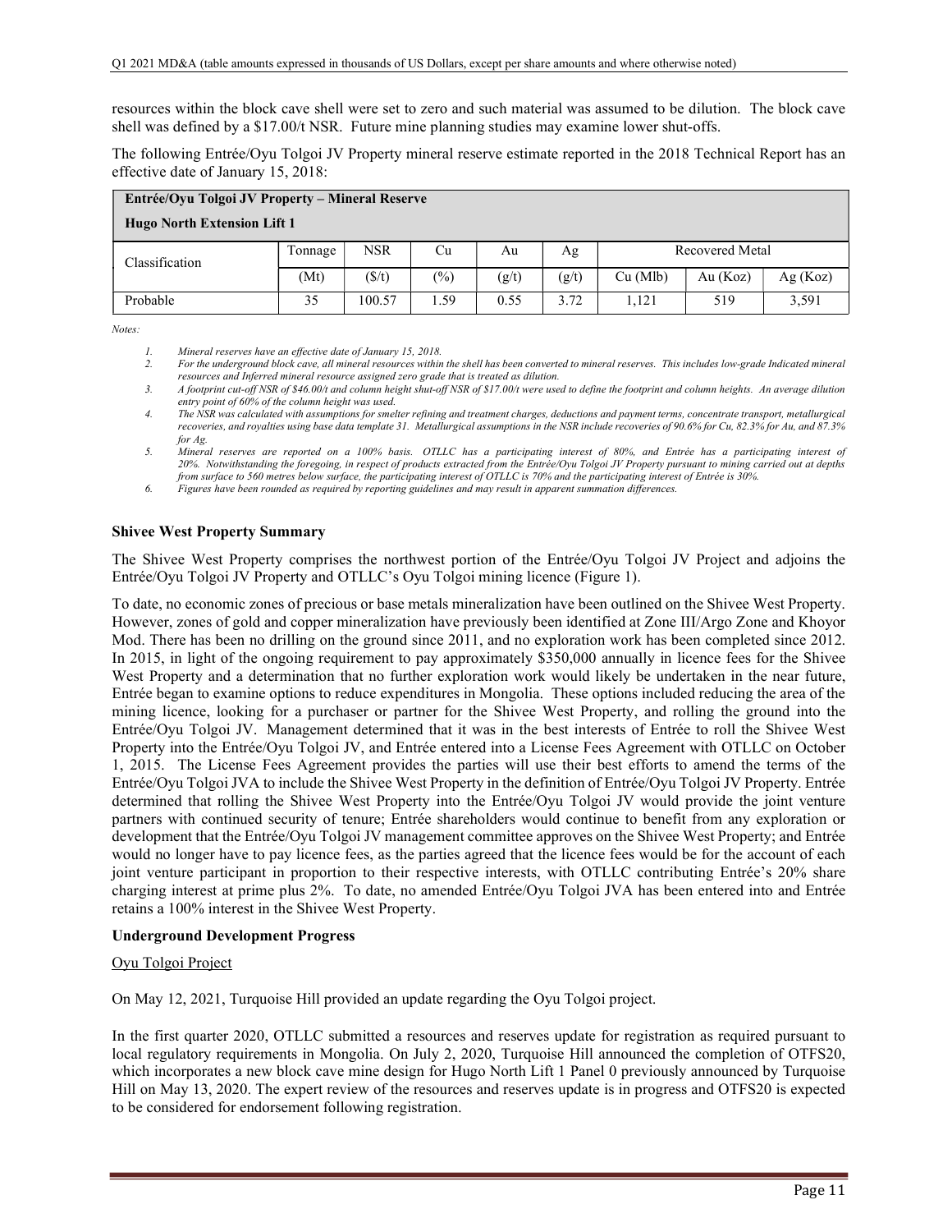resources within the block cave shell were set to zero and such material was assumed to be dilution. The block cave shell was defined by a $17.00/t NSR. Future mine planning studies may examine lower shut-offs.

The following Entrée/Oyu Tolgoi JV Property mineral reserve estimate reported in the 2018 Technical Report has an effective date of January 15, 2018:

**Entrée/Oyu Tolgoi JV Property – Mineral Reserve**

**Hugo North Extension Lift 1**

| Classification | Tonnage | NSR | Cu | Au | Ag | Recovered Metal | | |
|---|---|---|---|---|---|---|---|---|
| | (Mt) | ($/t) | (%) | (g/t) | (g/t) | Cu (Mlb) | Au (Koz) | Ag (Koz) |
| Probable | 35 | 100.57 | 1.59 | 0.55 | 3.72 | 1,121 | 519 | 3,591 |

*Notes:*

1. *Mineral reserves have an effective date of January 15, 2018.*
2. *For the underground block cave, all mineral resources within the shell has been converted to mineral reserves. This includes low-grade Indicated mineral resources and Inferred mineral resource assigned zero grade that is treated as dilution.*
3. *A footprint cut-off NSR of $46.00/t and column height shut-off NSR of $17.00/t were used to define the footprint and column heights. An average dilution entry point of 60% of the column height was used.*
4. *The NSR was calculated with assumptions for smelter refining and treatment charges, deductions and payment terms, concentrate transport, metallurgical recoveries, and royalties using base data template 31. Metallurgical assumptions in the NSR include recoveries of 90.6% for Cu, 82.3% for Au, and 87.3% for Ag.*
5. *Mineral reserves are reported on a 100% basis. OTLLC has a participating interest of 80%, and Entrée has a participating interest of 20%. Notwithstanding the foregoing, in respect of products extracted from the Entrée/Oyu Tolgoi JV Property pursuant to mining carried out at depths from surface to 560 metres below surface, the participating interest of OTLLC is 70% and the participating interest of Entrée is 30%.*
6. *Figures have been rounded as required by reporting guidelines and may result in apparent summation differences.*

**Shivee West Property Summary**

The Shivee West Property comprises the northwest portion of the Entrée/Oyu Tolgoi JV Project and adjoins the Entrée/Oyu Tolgoi JV Property and OTLLC's Oyu Tolgoi mining licence (Figure 1).

To date, no economic zones of precious or base metals mineralization have been outlined on the Shivee West Property. However, zones of gold and copper mineralization have previously been identified at Zone III/Argo Zone and Khoyor Mod. There has been no drilling on the ground since 2011, and no exploration work has been completed since 2012. In 2015, in light of the ongoing requirement to pay approximately $350,000 annually in licence fees for the Shivee West Property and a determination that no further exploration work would likely be undertaken in the near future, Entrée began to examine options to reduce expenditures in Mongolia. These options included reducing the area of the mining licence, looking for a purchaser or partner for the Shivee West Property, and rolling the ground into the Entrée/Oyu Tolgoi JV. Management determined that it was in the best interests of Entrée to roll the Shivee West Property into the Entrée/Oyu Tolgoi JV, and Entrée entered into a License Fees Agreement with OTLLC on October 1, 2015. The License Fees Agreement provides the parties will use their best efforts to amend the terms of the Entrée/Oyu Tolgoi JVA to include the Shivee West Property in the definition of Entrée/Oyu Tolgoi JV Property. Entrée determined that rolling the Shivee West Property into the Entrée/Oyu Tolgoi JV would provide the joint venture partners with continued security of tenure; Entrée shareholders would continue to benefit from any exploration or development that the Entrée/Oyu Tolgoi JV management committee approves on the Shivee West Property; and Entrée would no longer have to pay licence fees, as the parties agreed that the licence fees would be for the account of each joint venture participant in proportion to their respective interests, with OTLLC contributing Entrée's 20% share charging interest at prime plus 2%. To date, no amended Entrée/Oyu Tolgoi JVA has been entered into and Entrée retains a 100% interest in the Shivee West Property.

**Underground Development Progress**

Oyu Tolgoi Project

On May 12, 2021, Turquoise Hill provided an update regarding the Oyu Tolgoi project.

In the first quarter 2020, OTLLC submitted a resources and reserves update for registration as required pursuant to local regulatory requirements in Mongolia. On July 2, 2020, Turquoise Hill announced the completion of OTFS20, which incorporates a new block cave mine design for Hugo North Lift 1 Panel 0 previously announced by Turquoise Hill on May 13, 2020. The expert review of the resources and reserves update is in progress and OTFS20 is expected to be considered for endorsement following registration.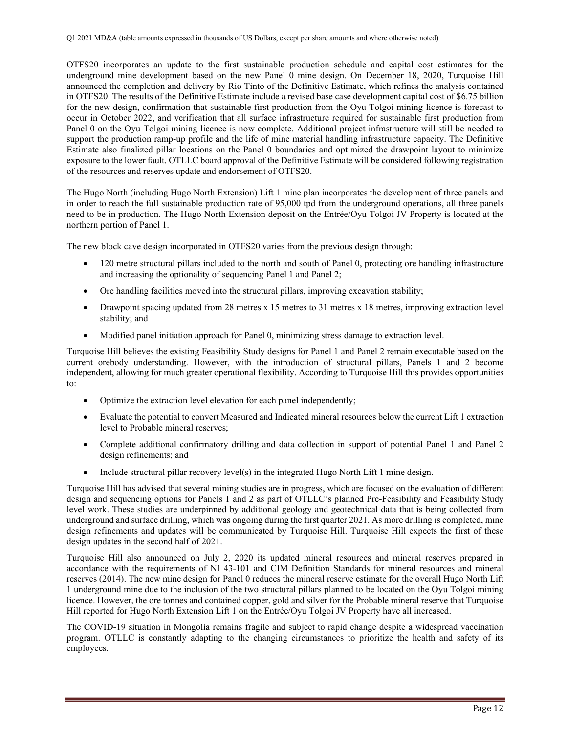OTFS20 incorporates an update to the first sustainable production schedule and capital cost estimates for the underground mine development based on the new Panel 0 mine design. On December 18, 2020, Turquoise Hill announced the completion and delivery by Rio Tinto of the Definitive Estimate, which refines the analysis contained in OTFS20. The results of the Definitive Estimate include a revised base case development capital cost of $6.75 billion for the new design, confirmation that sustainable first production from the Oyu Tolgoi mining licence is forecast to occur in October 2022, and verification that all surface infrastructure required for sustainable first production from Panel 0 on the Oyu Tolgoi mining licence is now complete. Additional project infrastructure will still be needed to support the production ramp-up profile and the life of mine material handling infrastructure capacity. The Definitive Estimate also finalized pillar locations on the Panel 0 boundaries and optimized the drawpoint layout to minimize exposure to the lower fault. OTLLC board approval of the Definitive Estimate will be considered following registration of the resources and reserves update and endorsement of OTFS20.

The Hugo North (including Hugo North Extension) Lift 1 mine plan incorporates the development of three panels and in order to reach the full sustainable production rate of 95,000 tpd from the underground operations, all three panels need to be in production. The Hugo North Extension deposit on the Entrée/Oyu Tolgoi JV Property is located at the northern portion of Panel 1.

The new block cave design incorporated in OTFS20 varies from the previous design through:

- 120 metre structural pillars included to the north and south of Panel 0, protecting ore handling infrastructure and increasing the optionality of sequencing Panel 1 and Panel 2;
- Ore handling facilities moved into the structural pillars, improving excavation stability;
- Drawpoint spacing updated from 28 metres x 15 metres to 31 metres x 18 metres, improving extraction level stability; and
- Modified panel initiation approach for Panel 0, minimizing stress damage to extraction level.

Turquoise Hill believes the existing Feasibility Study designs for Panel 1 and Panel 2 remain executable based on the current orebody understanding. However, with the introduction of structural pillars, Panels 1 and 2 become independent, allowing for much greater operational flexibility. According to Turquoise Hill this provides opportunities to:

- Optimize the extraction level elevation for each panel independently;
- Evaluate the potential to convert Measured and Indicated mineral resources below the current Lift 1 extraction level to Probable mineral reserves;
- Complete additional confirmatory drilling and data collection in support of potential Panel 1 and Panel 2 design refinements; and
- Include structural pillar recovery level(s) in the integrated Hugo North Lift 1 mine design.

Turquoise Hill has advised that several mining studies are in progress, which are focused on the evaluation of different design and sequencing options for Panels 1 and 2 as part of OTLLC's planned Pre-Feasibility and Feasibility Study level work. These studies are underpinned by additional geology and geotechnical data that is being collected from underground and surface drilling, which was ongoing during the first quarter 2021. As more drilling is completed, mine design refinements and updates will be communicated by Turquoise Hill. Turquoise Hill expects the first of these design updates in the second half of 2021.

Turquoise Hill also announced on July 2, 2020 its updated mineral resources and mineral reserves prepared in accordance with the requirements of NI 43-101 and CIM Definition Standards for mineral resources and mineral reserves (2014). The new mine design for Panel 0 reduces the mineral reserve estimate for the overall Hugo North Lift 1 underground mine due to the inclusion of the two structural pillars planned to be located on the Oyu Tolgoi mining licence. However, the ore tonnes and contained copper, gold and silver for the Probable mineral reserve that Turquoise Hill reported for Hugo North Extension Lift 1 on the Entrée/Oyu Tolgoi JV Property have all increased.

The COVID-19 situation in Mongolia remains fragile and subject to rapid change despite a widespread vaccination program. OTLLC is constantly adapting to the changing circumstances to prioritize the health and safety of its employees.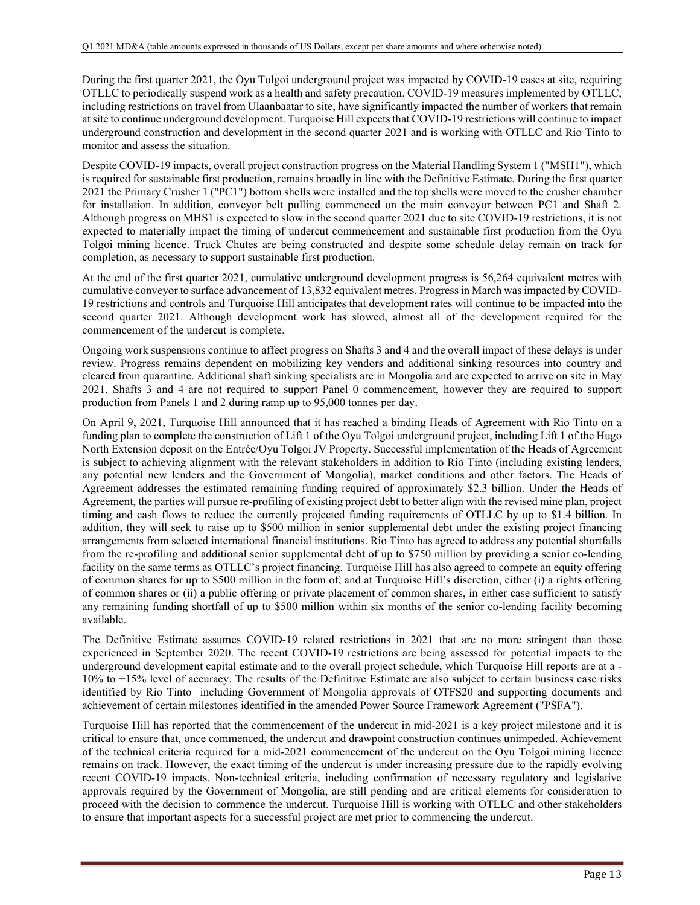During the first quarter 2021, the Oyu Tolgoi underground project was impacted by COVID-19 cases at site, requiring OTLLC to periodically suspend work as a health and safety precaution. COVID-19 measures implemented by OTLLC, including restrictions on travel from Ulaanbaatar to site, have significantly impacted the number of workers that remain at site to continue underground development. Turquoise Hill expects that COVID-19 restrictions will continue to impact underground construction and development in the second quarter 2021 and is working with OTLLC and Rio Tinto to monitor and assess the situation.

Despite COVID-19 impacts, overall project construction progress on the Material Handling System 1 ("MSH1"), which is required for sustainable first production, remains broadly in line with the Definitive Estimate. During the first quarter 2021 the Primary Crusher 1 ("PC1") bottom shells were installed and the top shells were moved to the crusher chamber for installation. In addition, conveyor belt pulling commenced on the main conveyor between PC1 and Shaft 2. Although progress on MHS1 is expected to slow in the second quarter 2021 due to site COVID-19 restrictions, it is not expected to materially impact the timing of undercut commencement and sustainable first production from the Oyu Tolgoi mining licence. Truck Chutes are being constructed and despite some schedule delay remain on track for completion, as necessary to support sustainable first production.

At the end of the first quarter 2021, cumulative underground development progress is 56,264 equivalent metres with cumulative conveyor to surface advancement of 13,832 equivalent metres. Progress in March was impacted by COVID-19 restrictions and controls and Turquoise Hill anticipates that development rates will continue to be impacted into the second quarter 2021. Although development work has slowed, almost all of the development required for the commencement of the undercut is complete.

Ongoing work suspensions continue to affect progress on Shafts 3 and 4 and the overall impact of these delays is under review. Progress remains dependent on mobilizing key vendors and additional sinking resources into country and cleared from quarantine. Additional shaft sinking specialists are in Mongolia and are expected to arrive on site in May 2021. Shafts 3 and 4 are not required to support Panel 0 commencement, however they are required to support production from Panels 1 and 2 during ramp up to 95,000 tonnes per day.

On April 9, 2021, Turquoise Hill announced that it has reached a binding Heads of Agreement with Rio Tinto on a funding plan to complete the construction of Lift 1 of the Oyu Tolgoi underground project, including Lift 1 of the Hugo North Extension deposit on the Entrée/Oyu Tolgoi JV Property. Successful implementation of the Heads of Agreement is subject to achieving alignment with the relevant stakeholders in addition to Rio Tinto (including existing lenders, any potential new lenders and the Government of Mongolia), market conditions and other factors. The Heads of Agreement addresses the estimated remaining funding required of approximately $2.3 billion. Under the Heads of Agreement, the parties will pursue re-profiling of existing project debt to better align with the revised mine plan, project timing and cash flows to reduce the currently projected funding requirements of OTLLC by up to $1.4 billion. In addition, they will seek to raise up to $500 million in senior supplemental debt under the existing project financing arrangements from selected international financial institutions. Rio Tinto has agreed to address any potential shortfalls from the re-profiling and additional senior supplemental debt of up to $750 million by providing a senior co-lending facility on the same terms as OTLLC's project financing. Turquoise Hill has also agreed to compete an equity offering of common shares for up to $500 million in the form of, and at Turquoise Hill's discretion, either (i) a rights offering of common shares or (ii) a public offering or private placement of common shares, in either case sufficient to satisfy any remaining funding shortfall of up to $500 million within six months of the senior co-lending facility becoming available.

The Definitive Estimate assumes COVID-19 related restrictions in 2021 that are no more stringent than those experienced in September 2020. The recent COVID-19 restrictions are being assessed for potential impacts to the underground development capital estimate and to the overall project schedule, which Turquoise Hill reports are at a -10% to +15% level of accuracy. The results of the Definitive Estimate are also subject to certain business case risks identified by Rio Tinto including Government of Mongolia approvals of OTFS20 and supporting documents and achievement of certain milestones identified in the amended Power Source Framework Agreement ("PSFA").

Turquoise Hill has reported that the commencement of the undercut in mid-2021 is a key project milestone and it is critical to ensure that, once commenced, the undercut and drawpoint construction continues unimpeded. Achievement of the technical criteria required for a mid-2021 commencement of the undercut on the Oyu Tolgoi mining licence remains on track. However, the exact timing of the undercut is under increasing pressure due to the rapidly evolving recent COVID-19 impacts. Non-technical criteria, including confirmation of necessary regulatory and legislative approvals required by the Government of Mongolia, are still pending and are critical elements for consideration to proceed with the decision to commence the undercut. Turquoise Hill is working with OTLLC and other stakeholders to ensure that important aspects for a successful project are met prior to commencing the undercut.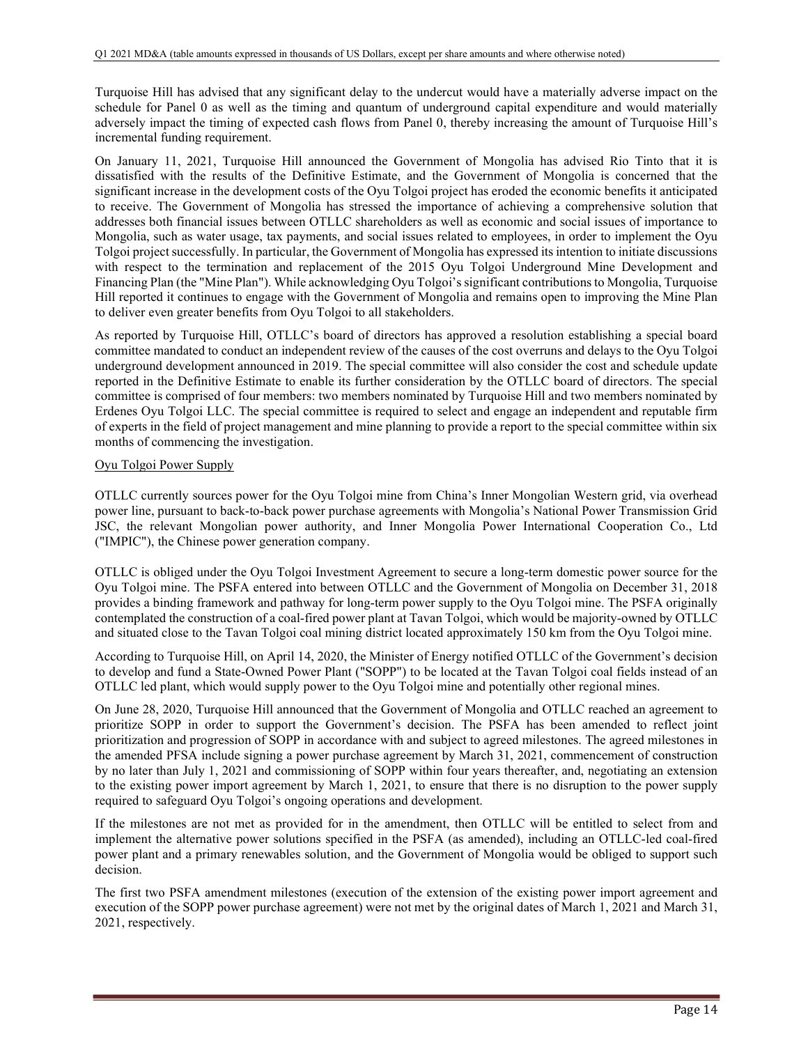Turquoise Hill has advised that any significant delay to the undercut would have a materially adverse impact on the schedule for Panel 0 as well as the timing and quantum of underground capital expenditure and would materially adversely impact the timing of expected cash flows from Panel 0, thereby increasing the amount of Turquoise Hill's incremental funding requirement.

On January 11, 2021, Turquoise Hill announced the Government of Mongolia has advised Rio Tinto that it is dissatisfied with the results of the Definitive Estimate, and the Government of Mongolia is concerned that the significant increase in the development costs of the Oyu Tolgoi project has eroded the economic benefits it anticipated to receive. The Government of Mongolia has stressed the importance of achieving a comprehensive solution that addresses both financial issues between OTLLC shareholders as well as economic and social issues of importance to Mongolia, such as water usage, tax payments, and social issues related to employees, in order to implement the Oyu Tolgoi project successfully. In particular, the Government of Mongolia has expressed its intention to initiate discussions with respect to the termination and replacement of the 2015 Oyu Tolgoi Underground Mine Development and Financing Plan (the "Mine Plan"). While acknowledging Oyu Tolgoi's significant contributions to Mongolia, Turquoise Hill reported it continues to engage with the Government of Mongolia and remains open to improving the Mine Plan to deliver even greater benefits from Oyu Tolgoi to all stakeholders.

As reported by Turquoise Hill, OTLLC's board of directors has approved a resolution establishing a special board committee mandated to conduct an independent review of the causes of the cost overruns and delays to the Oyu Tolgoi underground development announced in 2019. The special committee will also consider the cost and schedule update reported in the Definitive Estimate to enable its further consideration by the OTLLC board of directors. The special committee is comprised of four members: two members nominated by Turquoise Hill and two members nominated by Erdenes Oyu Tolgoi LLC. The special committee is required to select and engage an independent and reputable firm of experts in the field of project management and mine planning to provide a report to the special committee within six months of commencing the investigation.

Oyu Tolgoi Power Supply

OTLLC currently sources power for the Oyu Tolgoi mine from China's Inner Mongolian Western grid, via overhead power line, pursuant to back-to-back power purchase agreements with Mongolia's National Power Transmission Grid JSC, the relevant Mongolian power authority, and Inner Mongolia Power International Cooperation Co., Ltd ("IMPIC"), the Chinese power generation company.

OTLLC is obliged under the Oyu Tolgoi Investment Agreement to secure a long-term domestic power source for the Oyu Tolgoi mine. The PSFA entered into between OTLLC and the Government of Mongolia on December 31, 2018 provides a binding framework and pathway for long-term power supply to the Oyu Tolgoi mine. The PSFA originally contemplated the construction of a coal-fired power plant at Tavan Tolgoi, which would be majority-owned by OTLLC and situated close to the Tavan Tolgoi coal mining district located approximately 150 km from the Oyu Tolgoi mine.

According to Turquoise Hill, on April 14, 2020, the Minister of Energy notified OTLLC of the Government's decision to develop and fund a State-Owned Power Plant ("SOPP") to be located at the Tavan Tolgoi coal fields instead of an OTLLC led plant, which would supply power to the Oyu Tolgoi mine and potentially other regional mines.

On June 28, 2020, Turquoise Hill announced that the Government of Mongolia and OTLLC reached an agreement to prioritize SOPP in order to support the Government's decision. The PSFA has been amended to reflect joint prioritization and progression of SOPP in accordance with and subject to agreed milestones. The agreed milestones in the amended PFSA include signing a power purchase agreement by March 31, 2021, commencement of construction by no later than July 1, 2021 and commissioning of SOPP within four years thereafter, and, negotiating an extension to the existing power import agreement by March 1, 2021, to ensure that there is no disruption to the power supply required to safeguard Oyu Tolgoi's ongoing operations and development.

If the milestones are not met as provided for in the amendment, then OTLLC will be entitled to select from and implement the alternative power solutions specified in the PSFA (as amended), including an OTLLC-led coal-fired power plant and a primary renewables solution, and the Government of Mongolia would be obliged to support such decision.

The first two PSFA amendment milestones (execution of the extension of the existing power import agreement and execution of the SOPP power purchase agreement) were not met by the original dates of March 1, 2021 and March 31, 2021, respectively.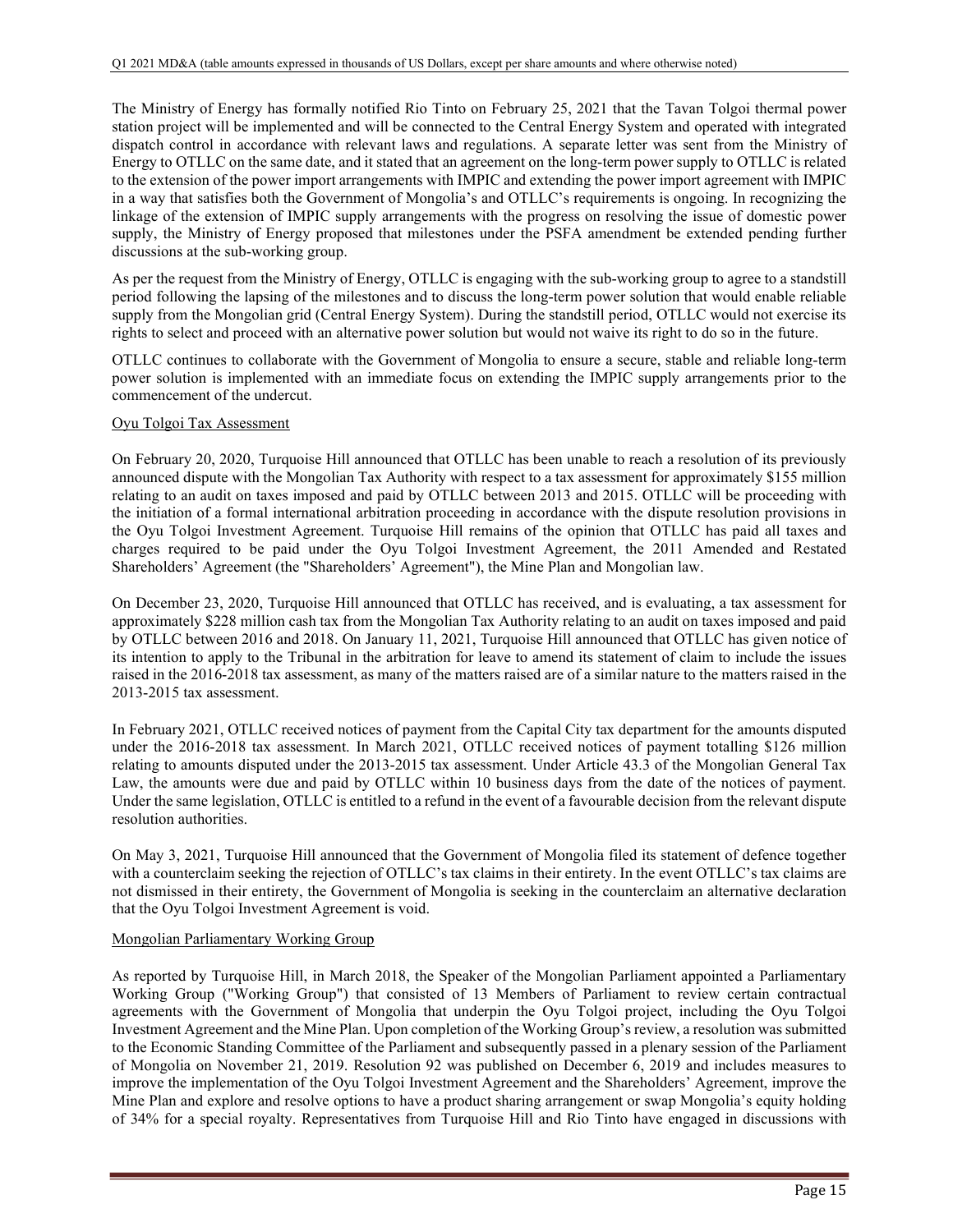The Ministry of Energy has formally notified Rio Tinto on February 25, 2021 that the Tavan Tolgoi thermal power station project will be implemented and will be connected to the Central Energy System and operated with integrated dispatch control in accordance with relevant laws and regulations. A separate letter was sent from the Ministry of Energy to OTLLC on the same date, and it stated that an agreement on the long-term power supply to OTLLC is related to the extension of the power import arrangements with IMPIC and extending the power import agreement with IMPIC in a way that satisfies both the Government of Mongolia's and OTLLC's requirements is ongoing. In recognizing the linkage of the extension of IMPIC supply arrangements with the progress on resolving the issue of domestic power supply, the Ministry of Energy proposed that milestones under the PSFA amendment be extended pending further discussions at the sub-working group.

As per the request from the Ministry of Energy, OTLLC is engaging with the sub-working group to agree to a standstill period following the lapsing of the milestones and to discuss the long-term power solution that would enable reliable supply from the Mongolian grid (Central Energy System). During the standstill period, OTLLC would not exercise its rights to select and proceed with an alternative power solution but would not waive its right to do so in the future.

OTLLC continues to collaborate with the Government of Mongolia to ensure a secure, stable and reliable long-term power solution is implemented with an immediate focus on extending the IMPIC supply arrangements prior to the commencement of the undercut.

Oyu Tolgoi Tax Assessment

On February 20, 2020, Turquoise Hill announced that OTLLC has been unable to reach a resolution of its previously announced dispute with the Mongolian Tax Authority with respect to a tax assessment for approximately $155 million relating to an audit on taxes imposed and paid by OTLLC between 2013 and 2015. OTLLC will be proceeding with the initiation of a formal international arbitration proceeding in accordance with the dispute resolution provisions in the Oyu Tolgoi Investment Agreement. Turquoise Hill remains of the opinion that OTLLC has paid all taxes and charges required to be paid under the Oyu Tolgoi Investment Agreement, the 2011 Amended and Restated Shareholders' Agreement (the "Shareholders' Agreement"), the Mine Plan and Mongolian law.

On December 23, 2020, Turquoise Hill announced that OTLLC has received, and is evaluating, a tax assessment for approximately $228 million cash tax from the Mongolian Tax Authority relating to an audit on taxes imposed and paid by OTLLC between 2016 and 2018. On January 11, 2021, Turquoise Hill announced that OTLLC has given notice of its intention to apply to the Tribunal in the arbitration for leave to amend its statement of claim to include the issues raised in the 2016-2018 tax assessment, as many of the matters raised are of a similar nature to the matters raised in the 2013-2015 tax assessment.

In February 2021, OTLLC received notices of payment from the Capital City tax department for the amounts disputed under the 2016-2018 tax assessment. In March 2021, OTLLC received notices of payment totalling $126 million relating to amounts disputed under the 2013-2015 tax assessment. Under Article 43.3 of the Mongolian General Tax Law, the amounts were due and paid by OTLLC within 10 business days from the date of the notices of payment. Under the same legislation, OTLLC is entitled to a refund in the event of a favourable decision from the relevant dispute resolution authorities.

On May 3, 2021, Turquoise Hill announced that the Government of Mongolia filed its statement of defence together with a counterclaim seeking the rejection of OTLLC's tax claims in their entirety. In the event OTLLC's tax claims are not dismissed in their entirety, the Government of Mongolia is seeking in the counterclaim an alternative declaration that the Oyu Tolgoi Investment Agreement is void.

Mongolian Parliamentary Working Group

As reported by Turquoise Hill, in March 2018, the Speaker of the Mongolian Parliament appointed a Parliamentary Working Group ("Working Group") that consisted of 13 Members of Parliament to review certain contractual agreements with the Government of Mongolia that underpin the Oyu Tolgoi project, including the Oyu Tolgoi Investment Agreement and the Mine Plan. Upon completion of the Working Group's review, a resolution was submitted to the Economic Standing Committee of the Parliament and subsequently passed in a plenary session of the Parliament of Mongolia on November 21, 2019. Resolution 92 was published on December 6, 2019 and includes measures to improve the implementation of the Oyu Tolgoi Investment Agreement and the Shareholders' Agreement, improve the Mine Plan and explore and resolve options to have a product sharing arrangement or swap Mongolia's equity holding of 34% for a special royalty. Representatives from Turquoise Hill and Rio Tinto have engaged in discussions with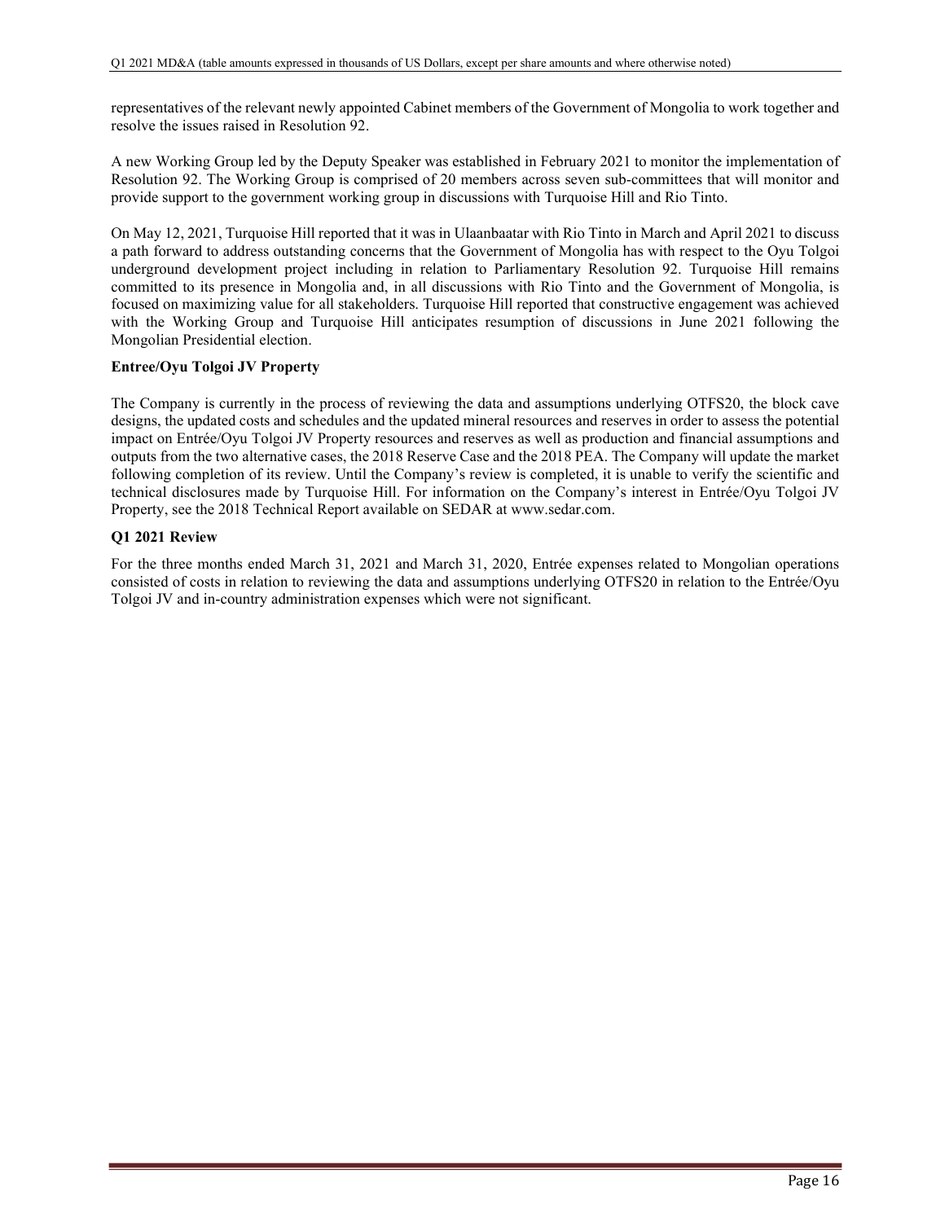representatives of the relevant newly appointed Cabinet members of the Government of Mongolia to work together and resolve the issues raised in Resolution 92.

A new Working Group led by the Deputy Speaker was established in February 2021 to monitor the implementation of Resolution 92. The Working Group is comprised of 20 members across seven sub-committees that will monitor and provide support to the government working group in discussions with Turquoise Hill and Rio Tinto.

On May 12, 2021, Turquoise Hill reported that it was in Ulaanbaatar with Rio Tinto in March and April 2021 to discuss a path forward to address outstanding concerns that the Government of Mongolia has with respect to the Oyu Tolgoi underground development project including in relation to Parliamentary Resolution 92. Turquoise Hill remains committed to its presence in Mongolia and, in all discussions with Rio Tinto and the Government of Mongolia, is focused on maximizing value for all stakeholders. Turquoise Hill reported that constructive engagement was achieved with the Working Group and Turquoise Hill anticipates resumption of discussions in June 2021 following the Mongolian Presidential election.

**Entree/Oyu Tolgoi JV Property**

The Company is currently in the process of reviewing the data and assumptions underlying OTFS20, the block cave designs, the updated costs and schedules and the updated mineral resources and reserves in order to assess the potential impact on Entrée/Oyu Tolgoi JV Property resources and reserves as well as production and financial assumptions and outputs from the two alternative cases, the 2018 Reserve Case and the 2018 PEA. The Company will update the market following completion of its review. Until the Company's review is completed, it is unable to verify the scientific and technical disclosures made by Turquoise Hill. For information on the Company's interest in Entrée/Oyu Tolgoi JV Property, see the 2018 Technical Report available on SEDAR at www.sedar.com.

**Q1 2021 Review**

For the three months ended March 31, 2021 and March 31, 2020, Entrée expenses related to Mongolian operations consisted of costs in relation to reviewing the data and assumptions underlying OTFS20 in relation to the Entrée/Oyu Tolgoi JV and in-country administration expenses which were not significant.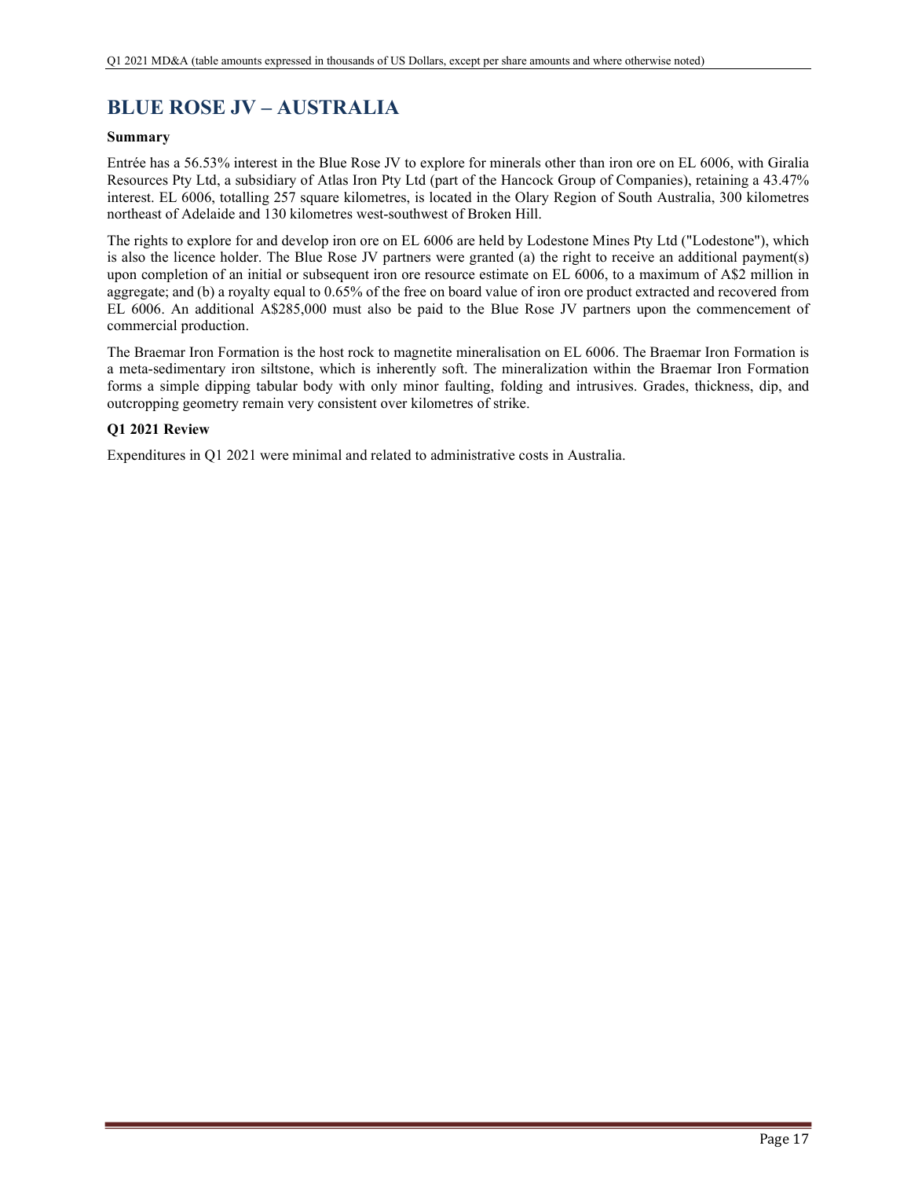# BLUE ROSE JV – AUSTRALIA

**Summary**

Entrée has a 56.53% interest in the Blue Rose JV to explore for minerals other than iron ore on EL 6006, with Giralia Resources Pty Ltd, a subsidiary of Atlas Iron Pty Ltd (part of the Hancock Group of Companies), retaining a 43.47% interest. EL 6006, totalling 257 square kilometres, is located in the Olary Region of South Australia, 300 kilometres northeast of Adelaide and 130 kilometres west-southwest of Broken Hill.

The rights to explore for and develop iron ore on EL 6006 are held by Lodestone Mines Pty Ltd ("Lodestone"), which is also the licence holder. The Blue Rose JV partners were granted (a) the right to receive an additional payment(s) upon completion of an initial or subsequent iron ore resource estimate on EL 6006, to a maximum of A$2 million in aggregate; and (b) a royalty equal to 0.65% of the free on board value of iron ore product extracted and recovered from EL 6006. An additional A$285,000 must also be paid to the Blue Rose JV partners upon the commencement of commercial production.

The Braemar Iron Formation is the host rock to magnetite mineralisation on EL 6006. The Braemar Iron Formation is a meta-sedimentary iron siltstone, which is inherently soft. The mineralization within the Braemar Iron Formation forms a simple dipping tabular body with only minor faulting, folding and intrusives. Grades, thickness, dip, and outcropping geometry remain very consistent over kilometres of strike.

**Q1 2021 Review**

Expenditures in Q1 2021 were minimal and related to administrative costs in Australia.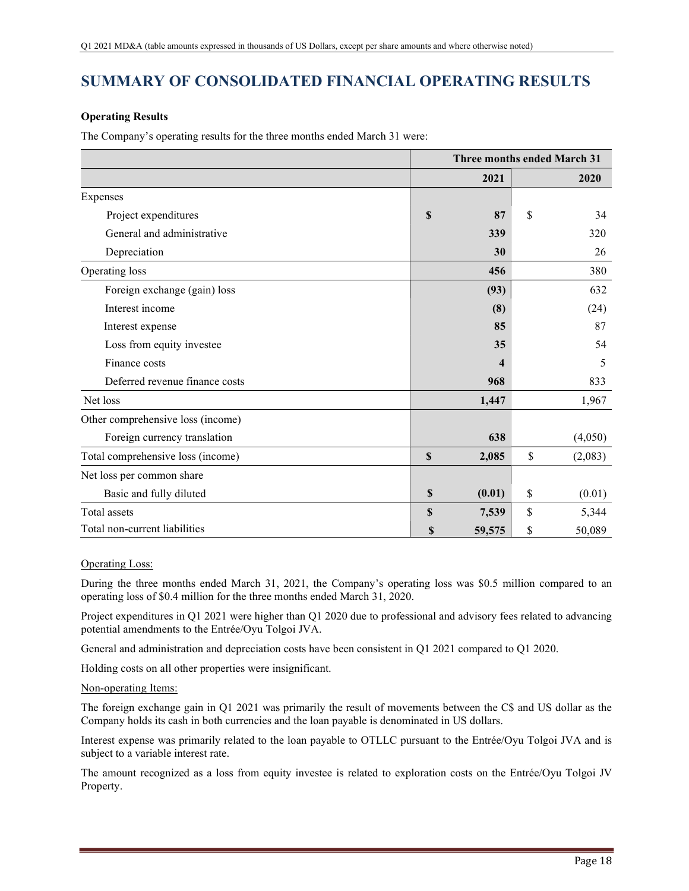# SUMMARY OF CONSOLIDATED FINANCIAL OPERATING RESULTS

**Operating Results**

The Company's operating results for the three months ended March 31 were:

| | Three months ended March 31 | |
|---|---|---|
| | **2021** | **2020** |
| Expenses | | |
| Project expenditures | **$ 87** | $ 34 |
| General and administrative | **339** | 320 |
| Depreciation | **30** | 26 |
| Operating loss | **456** | 380 |
| Foreign exchange (gain) loss | **(93)** | 632 |
| Interest income | **(8)** | (24) |
| Interest expense | **85** | 87 |
| Loss from equity investee | **35** | 54 |
| Finance costs | **4** | 5 |
| Deferred revenue finance costs | **968** | 833 |
| Net loss | **1,447** | 1,967 |
| Other comprehensive loss (income) | | |
| Foreign currency translation | **638** | (4,050) |
| Total comprehensive loss (income) | **$ 2,085** | $ (2,083) |
| Net loss per common share | | |
| Basic and fully diluted | **$ (0.01)** | $ (0.01) |
| Total assets | **$ 7,539** | $ 5,344 |
| Total non-current liabilities | **$ 59,575** | $ 50,089 |

Operating Loss:

During the three months ended March 31, 2021, the Company's operating loss was $0.5 million compared to an operating loss of $0.4 million for the three months ended March 31, 2020.

Project expenditures in Q1 2021 were higher than Q1 2020 due to professional and advisory fees related to advancing potential amendments to the Entrée/Oyu Tolgoi JVA.

General and administration and depreciation costs have been consistent in Q1 2021 compared to Q1 2020.

Holding costs on all other properties were insignificant.

Non-operating Items:

The foreign exchange gain in Q1 2021 was primarily the result of movements between the C$ and US dollar as the Company holds its cash in both currencies and the loan payable is denominated in US dollars.

Interest expense was primarily related to the loan payable to OTLLC pursuant to the Entrée/Oyu Tolgoi JVA and is subject to a variable interest rate.

The amount recognized as a loss from equity investee is related to exploration costs on the Entrée/Oyu Tolgoi JV Property.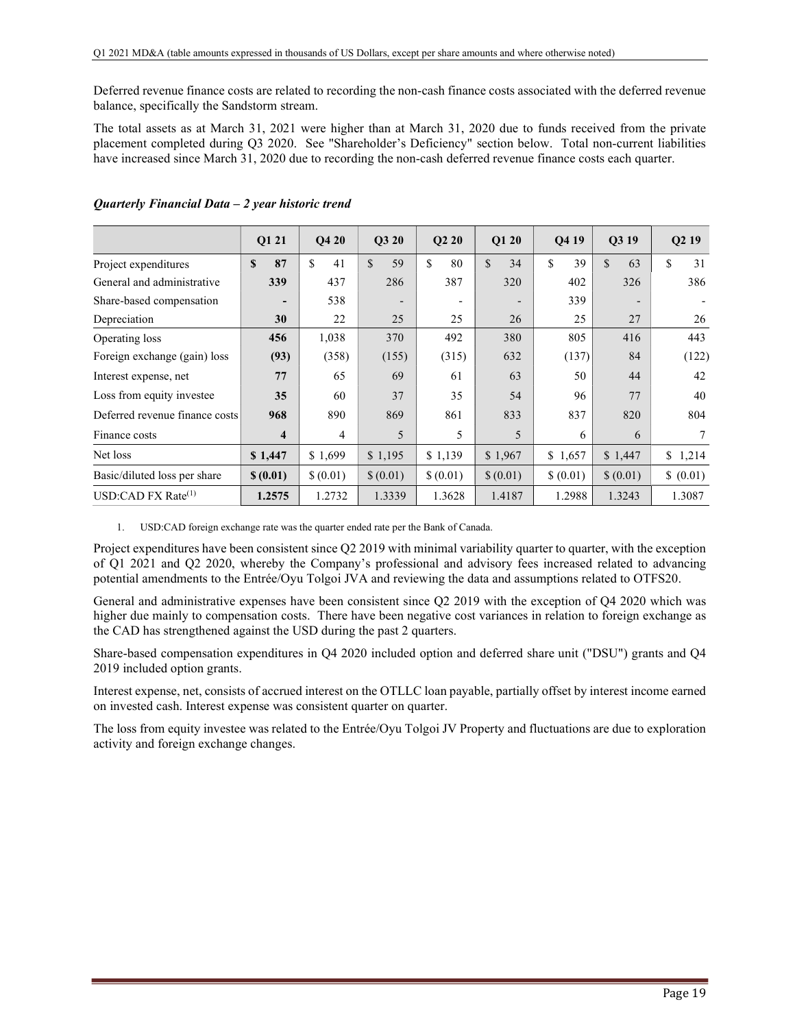Deferred revenue finance costs are related to recording the non-cash finance costs associated with the deferred revenue balance, specifically the Sandstorm stream.

The total assets as at March 31, 2021 were higher than at March 31, 2020 due to funds received from the private placement completed during Q3 2020. See "Shareholder's Deficiency" section below. Total non-current liabilities have increased since March 31, 2020 due to recording the non-cash deferred revenue finance costs each quarter.

***Quarterly Financial Data – 2 year historic trend***

| | Q1 21 | Q4 20 | Q3 20 | Q2 20 | Q1 20 | Q4 19 | Q3 19 | Q2 19 |
|---|---|---|---|---|---|---|---|---|
| Project expenditures | **$ 87** | $ 41 | $ 59 | $ 80 | $ 34 | $ 39 | $ 63 | $ 31 |
| General and administrative | **339** | 437 | 286 | 387 | 320 | 402 | 326 | 386 |
| Share-based compensation | **-** | 538 | - | - | - | 339 | - | - |
| Depreciation | **30** | 22 | 25 | 25 | 26 | 25 | 27 | 26 |
| Operating loss | **456** | 1,038 | 370 | 492 | 380 | 805 | 416 | 443 |
| Foreign exchange (gain) loss | **(93)** | (358) | (155) | (315) | 632 | (137) | 84 | (122) |
| Interest expense, net | **77** | 65 | 69 | 61 | 63 | 50 | 44 | 42 |
| Loss from equity investee | **35** | 60 | 37 | 35 | 54 | 96 | 77 | 40 |
| Deferred revenue finance costs | **968** | 890 | 869 | 861 | 833 | 837 | 820 | 804 |
| Finance costs | **4** | 4 | 5 | 5 | 5 | 6 | 6 | 7 |
| Net loss | **$ 1,447** | $ 1,699 | $ 1,195 | $ 1,139 | $ 1,967 | $ 1,657 | $ 1,447 | $ 1,214 |
| Basic/diluted loss per share | **$ (0.01)** | $ (0.01) | $ (0.01) | $ (0.01) | $ (0.01) | $ (0.01) | $ (0.01) | $ (0.01) |
| USD:CAD FX Rate[1] | **1.2575** | 1.2732 | 1.3339 | 1.3628 | 1.4187 | 1.2988 | 1.3243 | 1.3087 |

1. USD:CAD foreign exchange rate was the quarter ended rate per the Bank of Canada.

Project expenditures have been consistent since Q2 2019 with minimal variability quarter to quarter, with the exception of Q1 2021 and Q2 2020, whereby the Company's professional and advisory fees increased related to advancing potential amendments to the Entrée/Oyu Tolgoi JVA and reviewing the data and assumptions related to OTFS20.

General and administrative expenses have been consistent since Q2 2019 with the exception of Q4 2020 which was higher due mainly to compensation costs. There have been negative cost variances in relation to foreign exchange as the CAD has strengthened against the USD during the past 2 quarters.

Share-based compensation expenditures in Q4 2020 included option and deferred share unit ("DSU") grants and Q4 2019 included option grants.

Interest expense, net, consists of accrued interest on the OTLLC loan payable, partially offset by interest income earned on invested cash. Interest expense was consistent quarter on quarter.

The loss from equity investee was related to the Entrée/Oyu Tolgoi JV Property and fluctuations are due to exploration activity and foreign exchange changes.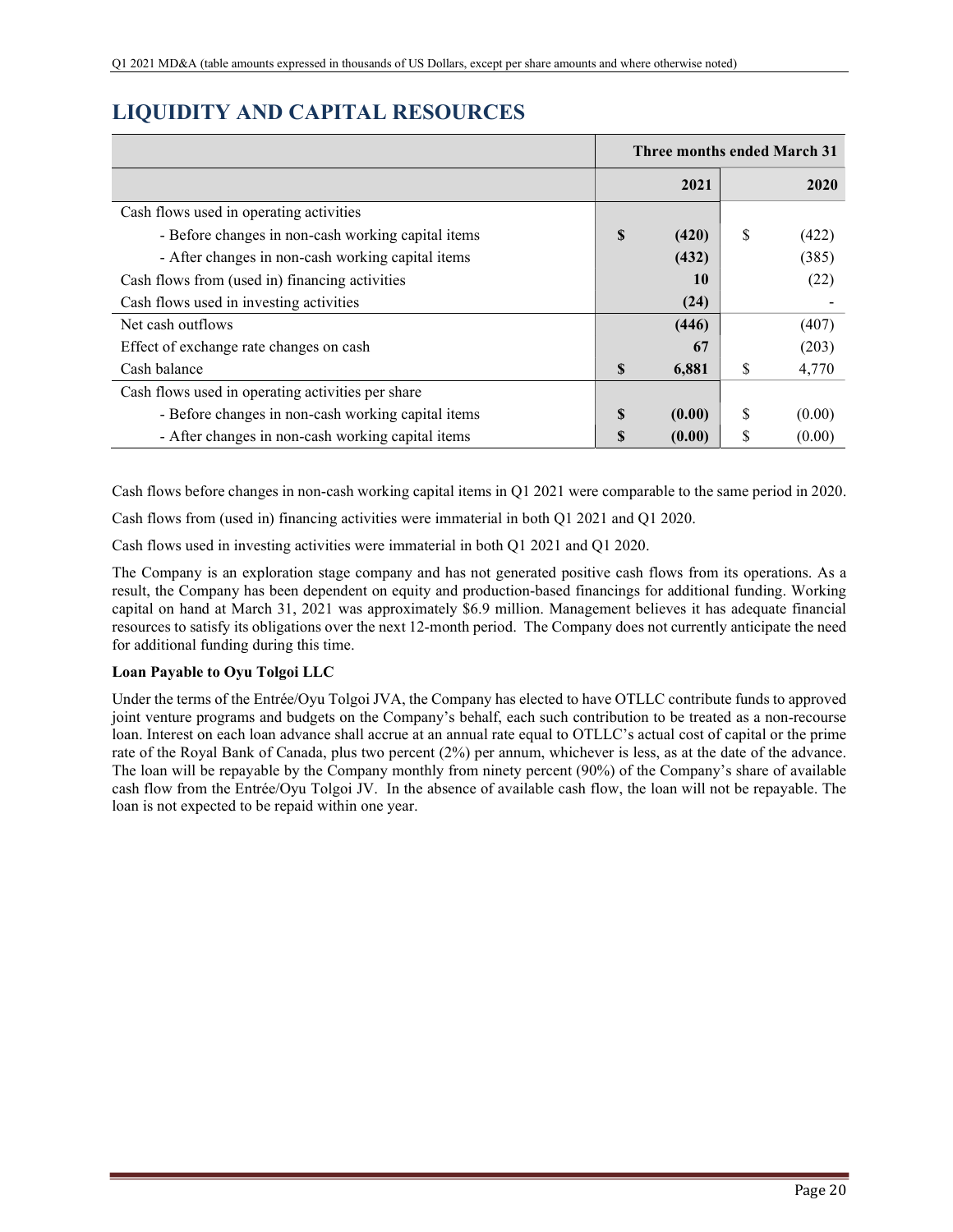## LIQUIDITY AND CAPITAL RESOURCES

| | Three months ended March 31 | |
|---|---|---|
| | **2021** | **2020** |
| Cash flows used in operating activities | | |
| - Before changes in non-cash working capital items | **$ (420)** | $ (422) |
| - After changes in non-cash working capital items | **(432)** | (385) |
| Cash flows from (used in) financing activities | **10** | (22) |
| Cash flows used in investing activities | **(24)** | - |
| Net cash outflows | **(446)** | (407) |
| Effect of exchange rate changes on cash | **67** | (203) |
| Cash balance | **$ 6,881** | $ 4,770 |
| Cash flows used in operating activities per share | | |
| - Before changes in non-cash working capital items | **$ (0.00)** | $ (0.00) |
| - After changes in non-cash working capital items | **$ (0.00)** | $ (0.00) |

Cash flows before changes in non-cash working capital items in Q1 2021 were comparable to the same period in 2020.

Cash flows from (used in) financing activities were immaterial in both Q1 2021 and Q1 2020.

Cash flows used in investing activities were immaterial in both Q1 2021 and Q1 2020.

The Company is an exploration stage company and has not generated positive cash flows from its operations. As a result, the Company has been dependent on equity and production-based financings for additional funding. Working capital on hand at March 31, 2021 was approximately $6.9 million. Management believes it has adequate financial resources to satisfy its obligations over the next 12-month period. The Company does not currently anticipate the need for additional funding during this time.

**Loan Payable to Oyu Tolgoi LLC**

Under the terms of the Entrée/Oyu Tolgoi JVA, the Company has elected to have OTLLC contribute funds to approved joint venture programs and budgets on the Company's behalf, each such contribution to be treated as a non-recourse loan. Interest on each loan advance shall accrue at an annual rate equal to OTLLC's actual cost of capital or the prime rate of the Royal Bank of Canada, plus two percent (2%) per annum, whichever is less, as at the date of the advance. The loan will be repayable by the Company monthly from ninety percent (90%) of the Company's share of available cash flow from the Entrée/Oyu Tolgoi JV. In the absence of available cash flow, the loan will not be repayable. The loan is not expected to be repaid within one year.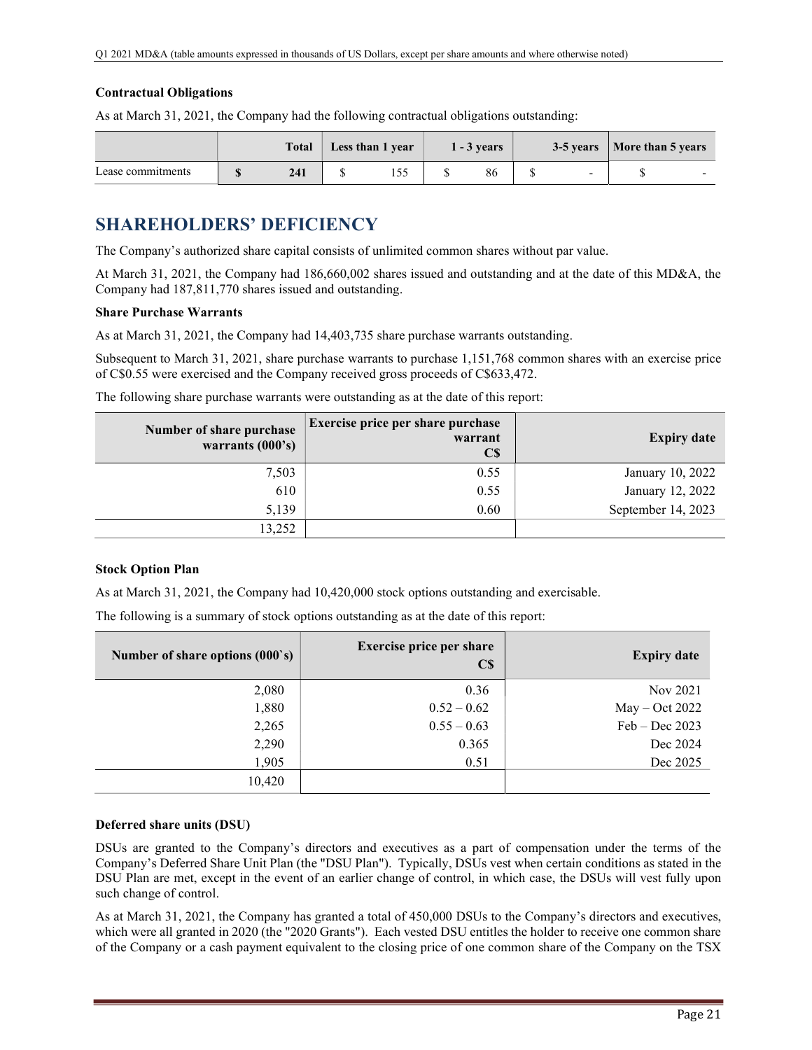### Contractual Obligations

As at March 31, 2021, the Company had the following contractual obligations outstanding:

| | Total | Less than 1 year | 1 - 3 years | 3-5 years | More than 5 years |
|---|---|---|---|---|---|
| Lease commitments | **$ 241** | $ 155 | $ 86 | $ - | $ - |

## SHAREHOLDERS' DEFICIENCY

The Company's authorized share capital consists of unlimited common shares without par value.

At March 31, 2021, the Company had 186,660,002 shares issued and outstanding and at the date of this MD&A, the Company had 187,811,770 shares issued and outstanding.

### Share Purchase Warrants

As at March 31, 2021, the Company had 14,403,735 share purchase warrants outstanding.

Subsequent to March 31, 2021, share purchase warrants to purchase 1,151,768 common shares with an exercise price of C$0.55 were exercised and the Company received gross proceeds of C$633,472.

The following share purchase warrants were outstanding as at the date of this report:

| Number of share purchase warrants (000's) | Exercise price per share purchase warrant C$ | Expiry date |
|---|---|---|
| 7,503 | 0.55 | January 10, 2022 |
| 610 | 0.55 | January 12, 2022 |
| 5,139 | 0.60 | September 14, 2023 |
| 13,252 | | |

### Stock Option Plan

As at March 31, 2021, the Company had 10,420,000 stock options outstanding and exercisable.

The following is a summary of stock options outstanding as at the date of this report:

| Number of share options (000`s) | Exercise price per share C$ | Expiry date |
|---|---|---|
| 2,080 | 0.36 | Nov 2021 |
| 1,880 | 0.52 – 0.62 | May – Oct 2022 |
| 2,265 | 0.55 – 0.63 | Feb – Dec 2023 |
| 2,290 | 0.365 | Dec 2024 |
| 1,905 | 0.51 | Dec 2025 |
| 10,420 | | |

### Deferred share units (DSU)

DSUs are granted to the Company's directors and executives as a part of compensation under the terms of the Company's Deferred Share Unit Plan (the "DSU Plan"). Typically, DSUs vest when certain conditions as stated in the DSU Plan are met, except in the event of an earlier change of control, in which case, the DSUs will vest fully upon such change of control.

As at March 31, 2021, the Company has granted a total of 450,000 DSUs to the Company's directors and executives, which were all granted in 2020 (the "2020 Grants"). Each vested DSU entitles the holder to receive one common share of the Company or a cash payment equivalent to the closing price of one common share of the Company on the TSX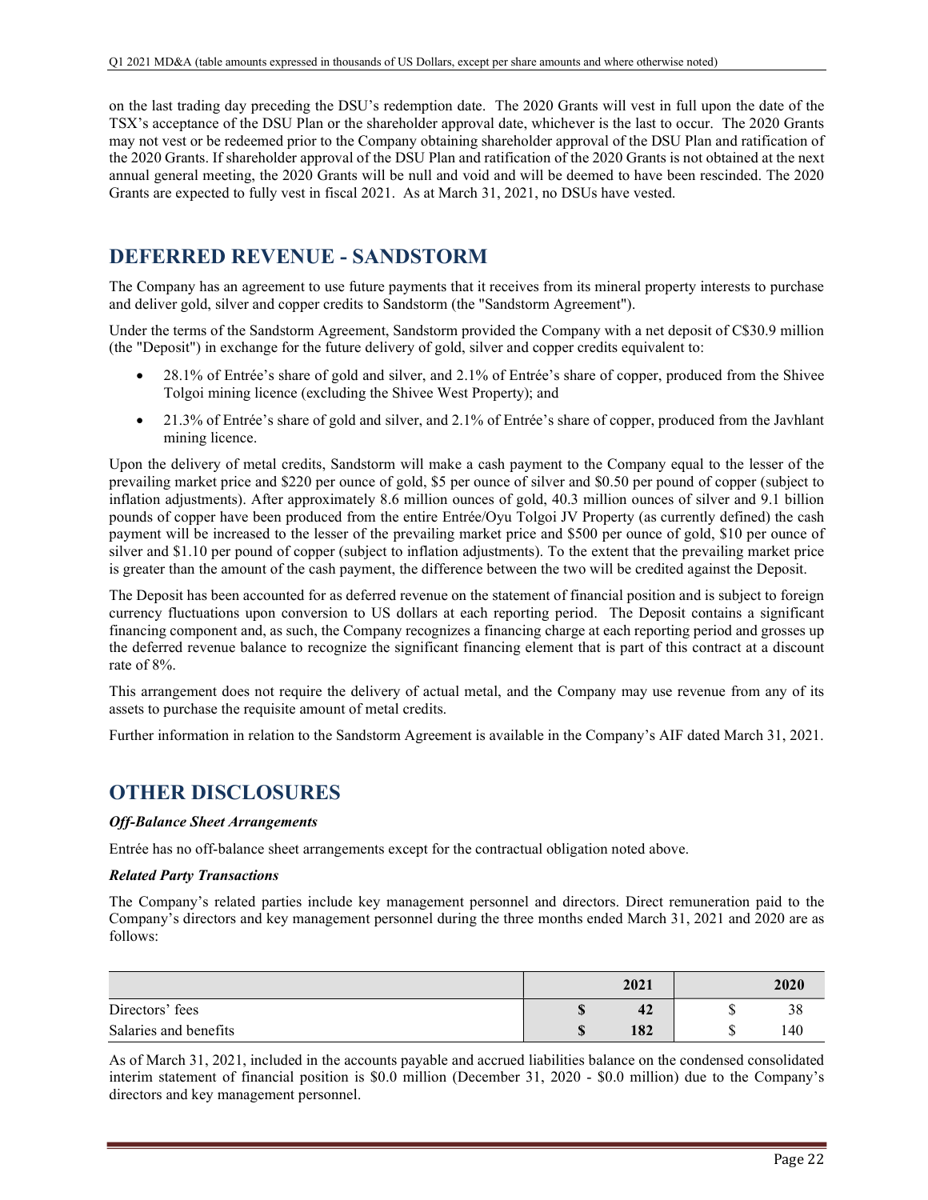on the last trading day preceding the DSU's redemption date. The 2020 Grants will vest in full upon the date of the TSX's acceptance of the DSU Plan or the shareholder approval date, whichever is the last to occur. The 2020 Grants may not vest or be redeemed prior to the Company obtaining shareholder approval of the DSU Plan and ratification of the 2020 Grants. If shareholder approval of the DSU Plan and ratification of the 2020 Grants is not obtained at the next annual general meeting, the 2020 Grants will be null and void and will be deemed to have been rescinded. The 2020 Grants are expected to fully vest in fiscal 2021. As at March 31, 2021, no DSUs have vested.

## DEFERRED REVENUE - SANDSTORM

The Company has an agreement to use future payments that it receives from its mineral property interests to purchase and deliver gold, silver and copper credits to Sandstorm (the "Sandstorm Agreement").

Under the terms of the Sandstorm Agreement, Sandstorm provided the Company with a net deposit of C$30.9 million (the "Deposit") in exchange for the future delivery of gold, silver and copper credits equivalent to:

- 28.1% of Entrée's share of gold and silver, and 2.1% of Entrée's share of copper, produced from the Shivee Tolgoi mining licence (excluding the Shivee West Property); and
- 21.3% of Entrée's share of gold and silver, and 2.1% of Entrée's share of copper, produced from the Javhlant mining licence.

Upon the delivery of metal credits, Sandstorm will make a cash payment to the Company equal to the lesser of the prevailing market price and $220 per ounce of gold, $5 per ounce of silver and $0.50 per pound of copper (subject to inflation adjustments). After approximately 8.6 million ounces of gold, 40.3 million ounces of silver and 9.1 billion pounds of copper have been produced from the entire Entrée/Oyu Tolgoi JV Property (as currently defined) the cash payment will be increased to the lesser of the prevailing market price and $500 per ounce of gold, $10 per ounce of silver and $1.10 per pound of copper (subject to inflation adjustments). To the extent that the prevailing market price is greater than the amount of the cash payment, the difference between the two will be credited against the Deposit.

The Deposit has been accounted for as deferred revenue on the statement of financial position and is subject to foreign currency fluctuations upon conversion to US dollars at each reporting period. The Deposit contains a significant financing component and, as such, the Company recognizes a financing charge at each reporting period and grosses up the deferred revenue balance to recognize the significant financing element that is part of this contract at a discount rate of 8%.

This arrangement does not require the delivery of actual metal, and the Company may use revenue from any of its assets to purchase the requisite amount of metal credits.

Further information in relation to the Sandstorm Agreement is available in the Company's AIF dated March 31, 2021.

## OTHER DISCLOSURES

***Off-Balance Sheet Arrangements***

Entrée has no off-balance sheet arrangements except for the contractual obligation noted above.

***Related Party Transactions***

The Company's related parties include key management personnel and directors. Direct remuneration paid to the Company's directors and key management personnel during the three months ended March 31, 2021 and 2020 are as follows:

| | **2021** | **2020** |
|---|---|---|
| Directors' fees | **$ 42** | $ 38 |
| Salaries and benefits | **$ 182** | $ 140 |

As of March 31, 2021, included in the accounts payable and accrued liabilities balance on the condensed consolidated interim statement of financial position is $0.0 million (December 31, 2020 - $0.0 million) due to the Company's directors and key management personnel.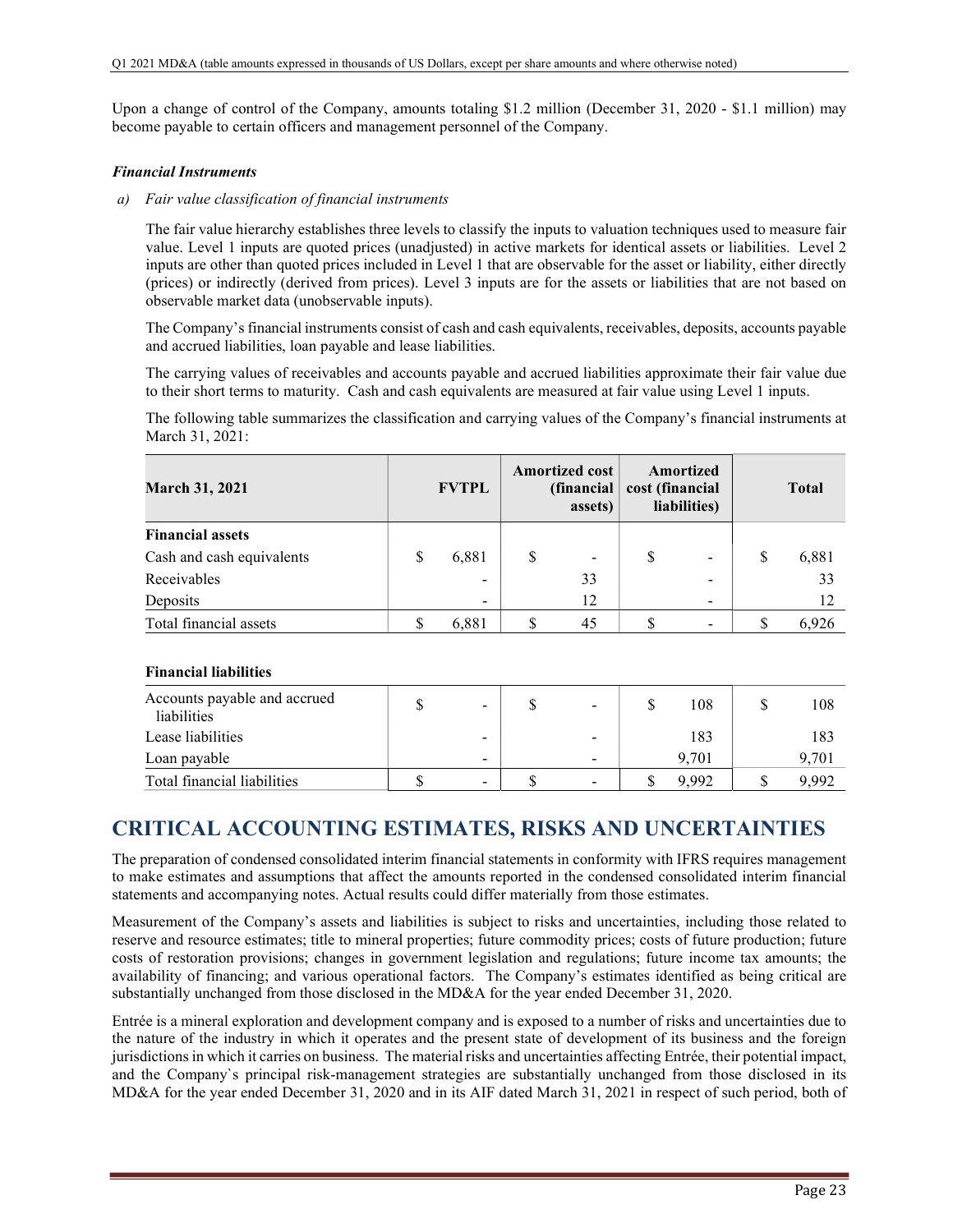Upon a change of control of the Company, amounts totaling $1.2 million (December 31, 2020 - $1.1 million) may become payable to certain officers and management personnel of the Company.

***Financial Instruments***

*a) Fair value classification of financial instruments*

The fair value hierarchy establishes three levels to classify the inputs to valuation techniques used to measure fair value. Level 1 inputs are quoted prices (unadjusted) in active markets for identical assets or liabilities. Level 2 inputs are other than quoted prices included in Level 1 that are observable for the asset or liability, either directly (prices) or indirectly (derived from prices). Level 3 inputs are for the assets or liabilities that are not based on observable market data (unobservable inputs).

The Company's financial instruments consist of cash and cash equivalents, receivables, deposits, accounts payable and accrued liabilities, loan payable and lease liabilities.

The carrying values of receivables and accounts payable and accrued liabilities approximate their fair value due to their short terms to maturity. Cash and cash equivalents are measured at fair value using Level 1 inputs.

The following table summarizes the classification and carrying values of the Company's financial instruments at March 31, 2021:

| March 31, 2021 | FVTPL | Amortized cost (financial assets) | Amortized cost (financial liabilities) | Total |
|---|---|---|---|---|
| **Financial assets** | | | | |
| Cash and cash equivalents | $ 6,881 | $ - | $ - | $ 6,881 |
| Receivables | - | 33 | - | 33 |
| Deposits | - | 12 | - | 12 |
| Total financial assets | $ 6,881 | $ 45 | $ - | $ 6,926 |
| | | | | |
| **Financial liabilities** | | | | |
| Accounts payable and accrued liabilities | $ - | $ - | $ 108 | $ 108 |
| Lease liabilities | - | - | 183 | 183 |
| Loan payable | - | - | 9,701 | 9,701 |
| Total financial liabilities | $ - | $ - | $ 9,992 | $ 9,992 |

# CRITICAL ACCOUNTING ESTIMATES, RISKS AND UNCERTAINTIES

The preparation of condensed consolidated interim financial statements in conformity with IFRS requires management to make estimates and assumptions that affect the amounts reported in the condensed consolidated interim financial statements and accompanying notes. Actual results could differ materially from those estimates.

Measurement of the Company's assets and liabilities is subject to risks and uncertainties, including those related to reserve and resource estimates; title to mineral properties; future commodity prices; costs of future production; future costs of restoration provisions; changes in government legislation and regulations; future income tax amounts; the availability of financing; and various operational factors. The Company's estimates identified as being critical are substantially unchanged from those disclosed in the MD&A for the year ended December 31, 2020.

Entrée is a mineral exploration and development company and is exposed to a number of risks and uncertainties due to the nature of the industry in which it operates and the present state of development of its business and the foreign jurisdictions in which it carries on business. The material risks and uncertainties affecting Entrée, their potential impact, and the Company`s principal risk-management strategies are substantially unchanged from those disclosed in its MD&A for the year ended December 31, 2020 and in its AIF dated March 31, 2021 in respect of such period, both of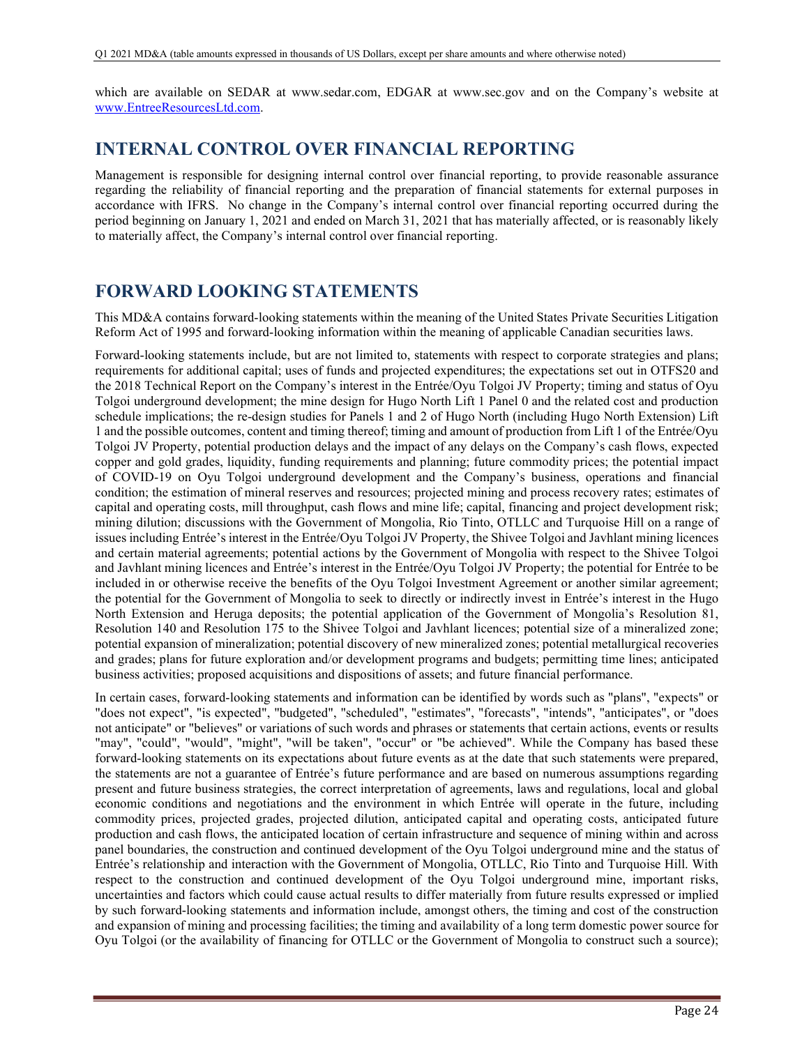which are available on SEDAR at www.sedar.com, EDGAR at www.sec.gov and on the Company's website at www.EntreeResourcesLtd.com.

# INTERNAL CONTROL OVER FINANCIAL REPORTING

Management is responsible for designing internal control over financial reporting, to provide reasonable assurance regarding the reliability of financial reporting and the preparation of financial statements for external purposes in accordance with IFRS. No change in the Company's internal control over financial reporting occurred during the period beginning on January 1, 2021 and ended on March 31, 2021 that has materially affected, or is reasonably likely to materially affect, the Company's internal control over financial reporting.

# FORWARD LOOKING STATEMENTS

This MD&A contains forward-looking statements within the meaning of the United States Private Securities Litigation Reform Act of 1995 and forward-looking information within the meaning of applicable Canadian securities laws.

Forward-looking statements include, but are not limited to, statements with respect to corporate strategies and plans; requirements for additional capital; uses of funds and projected expenditures; the expectations set out in OTFS20 and the 2018 Technical Report on the Company's interest in the Entrée/Oyu Tolgoi JV Property; timing and status of Oyu Tolgoi underground development; the mine design for Hugo North Lift 1 Panel 0 and the related cost and production schedule implications; the re-design studies for Panels 1 and 2 of Hugo North (including Hugo North Extension) Lift 1 and the possible outcomes, content and timing thereof; timing and amount of production from Lift 1 of the Entrée/Oyu Tolgoi JV Property, potential production delays and the impact of any delays on the Company's cash flows, expected copper and gold grades, liquidity, funding requirements and planning; future commodity prices; the potential impact of COVID-19 on Oyu Tolgoi underground development and the Company's business, operations and financial condition; the estimation of mineral reserves and resources; projected mining and process recovery rates; estimates of capital and operating costs, mill throughput, cash flows and mine life; capital, financing and project development risk; mining dilution; discussions with the Government of Mongolia, Rio Tinto, OTLLC and Turquoise Hill on a range of issues including Entrée's interest in the Entrée/Oyu Tolgoi JV Property, the Shivee Tolgoi and Javhlant mining licences and certain material agreements; potential actions by the Government of Mongolia with respect to the Shivee Tolgoi and Javhlant mining licences and Entrée's interest in the Entrée/Oyu Tolgoi JV Property; the potential for Entrée to be included in or otherwise receive the benefits of the Oyu Tolgoi Investment Agreement or another similar agreement; the potential for the Government of Mongolia to seek to directly or indirectly invest in Entrée's interest in the Hugo North Extension and Heruga deposits; the potential application of the Government of Mongolia's Resolution 81, Resolution 140 and Resolution 175 to the Shivee Tolgoi and Javhlant licences; potential size of a mineralized zone; potential expansion of mineralization; potential discovery of new mineralized zones; potential metallurgical recoveries and grades; plans for future exploration and/or development programs and budgets; permitting time lines; anticipated business activities; proposed acquisitions and dispositions of assets; and future financial performance.

In certain cases, forward-looking statements and information can be identified by words such as "plans", "expects" or "does not expect", "is expected", "budgeted", "scheduled", "estimates", "forecasts", "intends", "anticipates", or "does not anticipate" or "believes" or variations of such words and phrases or statements that certain actions, events or results "may", "could", "would", "might", "will be taken", "occur" or "be achieved". While the Company has based these forward-looking statements on its expectations about future events as at the date that such statements were prepared, the statements are not a guarantee of Entrée's future performance and are based on numerous assumptions regarding present and future business strategies, the correct interpretation of agreements, laws and regulations, local and global economic conditions and negotiations and the environment in which Entrée will operate in the future, including commodity prices, projected grades, projected dilution, anticipated capital and operating costs, anticipated future production and cash flows, the anticipated location of certain infrastructure and sequence of mining within and across panel boundaries, the construction and continued development of the Oyu Tolgoi underground mine and the status of Entrée's relationship and interaction with the Government of Mongolia, OTLLC, Rio Tinto and Turquoise Hill. With respect to the construction and continued development of the Oyu Tolgoi underground mine, important risks, uncertainties and factors which could cause actual results to differ materially from future results expressed or implied by such forward-looking statements and information include, amongst others, the timing and cost of the construction and expansion of mining and processing facilities; the timing and availability of a long term domestic power source for Oyu Tolgoi (or the availability of financing for OTLLC or the Government of Mongolia to construct such a source);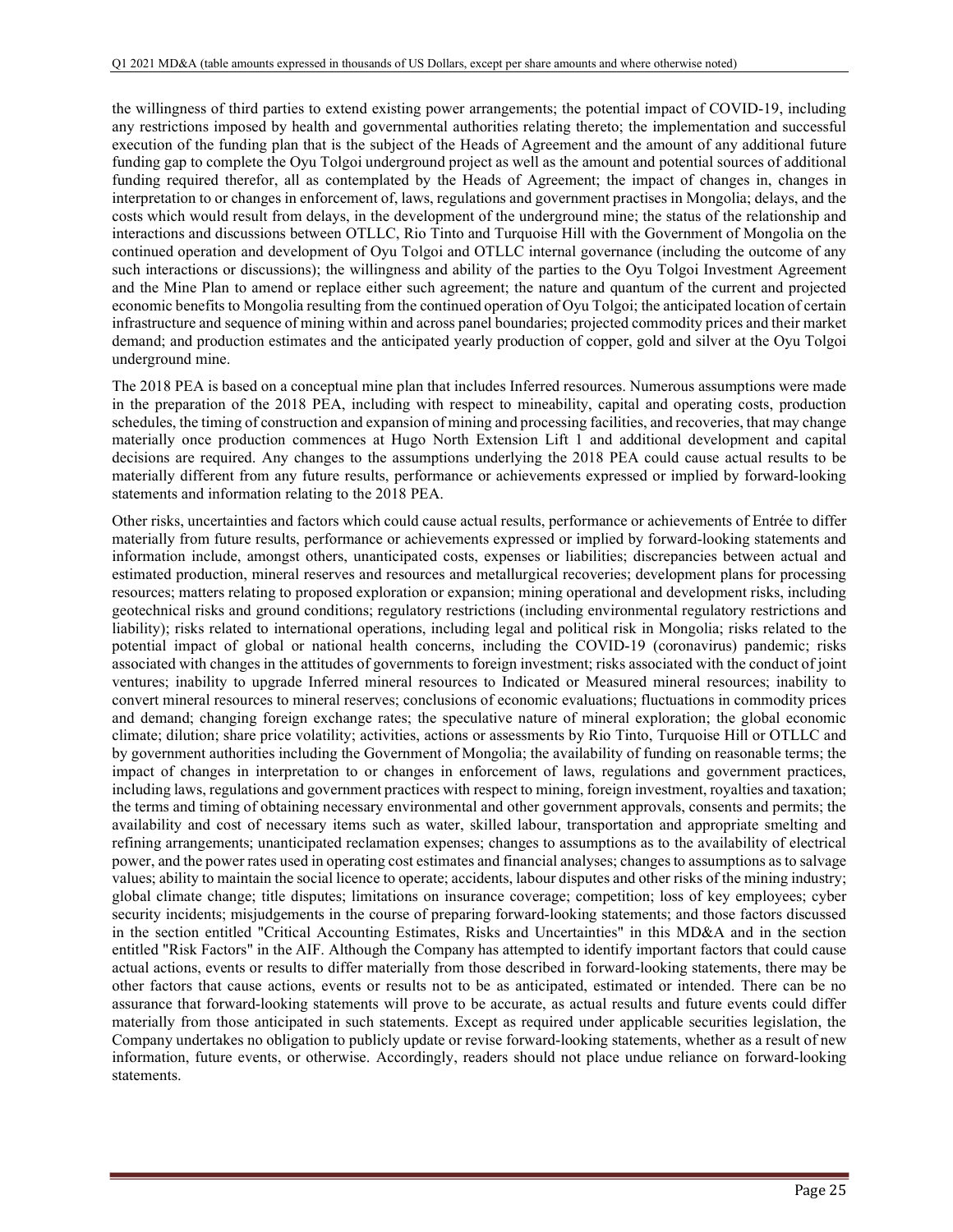the willingness of third parties to extend existing power arrangements; the potential impact of COVID-19, including any restrictions imposed by health and governmental authorities relating thereto; the implementation and successful execution of the funding plan that is the subject of the Heads of Agreement and the amount of any additional future funding gap to complete the Oyu Tolgoi underground project as well as the amount and potential sources of additional funding required therefor, all as contemplated by the Heads of Agreement; the impact of changes in, changes in interpretation to or changes in enforcement of, laws, regulations and government practises in Mongolia; delays, and the costs which would result from delays, in the development of the underground mine; the status of the relationship and interactions and discussions between OTLLC, Rio Tinto and Turquoise Hill with the Government of Mongolia on the continued operation and development of Oyu Tolgoi and OTLLC internal governance (including the outcome of any such interactions or discussions); the willingness and ability of the parties to the Oyu Tolgoi Investment Agreement and the Mine Plan to amend or replace either such agreement; the nature and quantum of the current and projected economic benefits to Mongolia resulting from the continued operation of Oyu Tolgoi; the anticipated location of certain infrastructure and sequence of mining within and across panel boundaries; projected commodity prices and their market demand; and production estimates and the anticipated yearly production of copper, gold and silver at the Oyu Tolgoi underground mine.

The 2018 PEA is based on a conceptual mine plan that includes Inferred resources. Numerous assumptions were made in the preparation of the 2018 PEA, including with respect to mineability, capital and operating costs, production schedules, the timing of construction and expansion of mining and processing facilities, and recoveries, that may change materially once production commences at Hugo North Extension Lift 1 and additional development and capital decisions are required. Any changes to the assumptions underlying the 2018 PEA could cause actual results to be materially different from any future results, performance or achievements expressed or implied by forward-looking statements and information relating to the 2018 PEA.

Other risks, uncertainties and factors which could cause actual results, performance or achievements of Entrée to differ materially from future results, performance or achievements expressed or implied by forward-looking statements and information include, amongst others, unanticipated costs, expenses or liabilities; discrepancies between actual and estimated production, mineral reserves and resources and metallurgical recoveries; development plans for processing resources; matters relating to proposed exploration or expansion; mining operational and development risks, including geotechnical risks and ground conditions; regulatory restrictions (including environmental regulatory restrictions and liability); risks related to international operations, including legal and political risk in Mongolia; risks related to the potential impact of global or national health concerns, including the COVID-19 (coronavirus) pandemic; risks associated with changes in the attitudes of governments to foreign investment; risks associated with the conduct of joint ventures; inability to upgrade Inferred mineral resources to Indicated or Measured mineral resources; inability to convert mineral resources to mineral reserves; conclusions of economic evaluations; fluctuations in commodity prices and demand; changing foreign exchange rates; the speculative nature of mineral exploration; the global economic climate; dilution; share price volatility; activities, actions or assessments by Rio Tinto, Turquoise Hill or OTLLC and by government authorities including the Government of Mongolia; the availability of funding on reasonable terms; the impact of changes in interpretation to or changes in enforcement of laws, regulations and government practices, including laws, regulations and government practices with respect to mining, foreign investment, royalties and taxation; the terms and timing of obtaining necessary environmental and other government approvals, consents and permits; the availability and cost of necessary items such as water, skilled labour, transportation and appropriate smelting and refining arrangements; unanticipated reclamation expenses; changes to assumptions as to the availability of electrical power, and the power rates used in operating cost estimates and financial analyses; changes to assumptions as to salvage values; ability to maintain the social licence to operate; accidents, labour disputes and other risks of the mining industry; global climate change; title disputes; limitations on insurance coverage; competition; loss of key employees; cyber security incidents; misjudgements in the course of preparing forward-looking statements; and those factors discussed in the section entitled "Critical Accounting Estimates, Risks and Uncertainties" in this MD&A and in the section entitled "Risk Factors" in the AIF. Although the Company has attempted to identify important factors that could cause actual actions, events or results to differ materially from those described in forward-looking statements, there may be other factors that cause actions, events or results not to be as anticipated, estimated or intended. There can be no assurance that forward-looking statements will prove to be accurate, as actual results and future events could differ materially from those anticipated in such statements. Except as required under applicable securities legislation, the Company undertakes no obligation to publicly update or revise forward-looking statements, whether as a result of new information, future events, or otherwise. Accordingly, readers should not place undue reliance on forward-looking statements.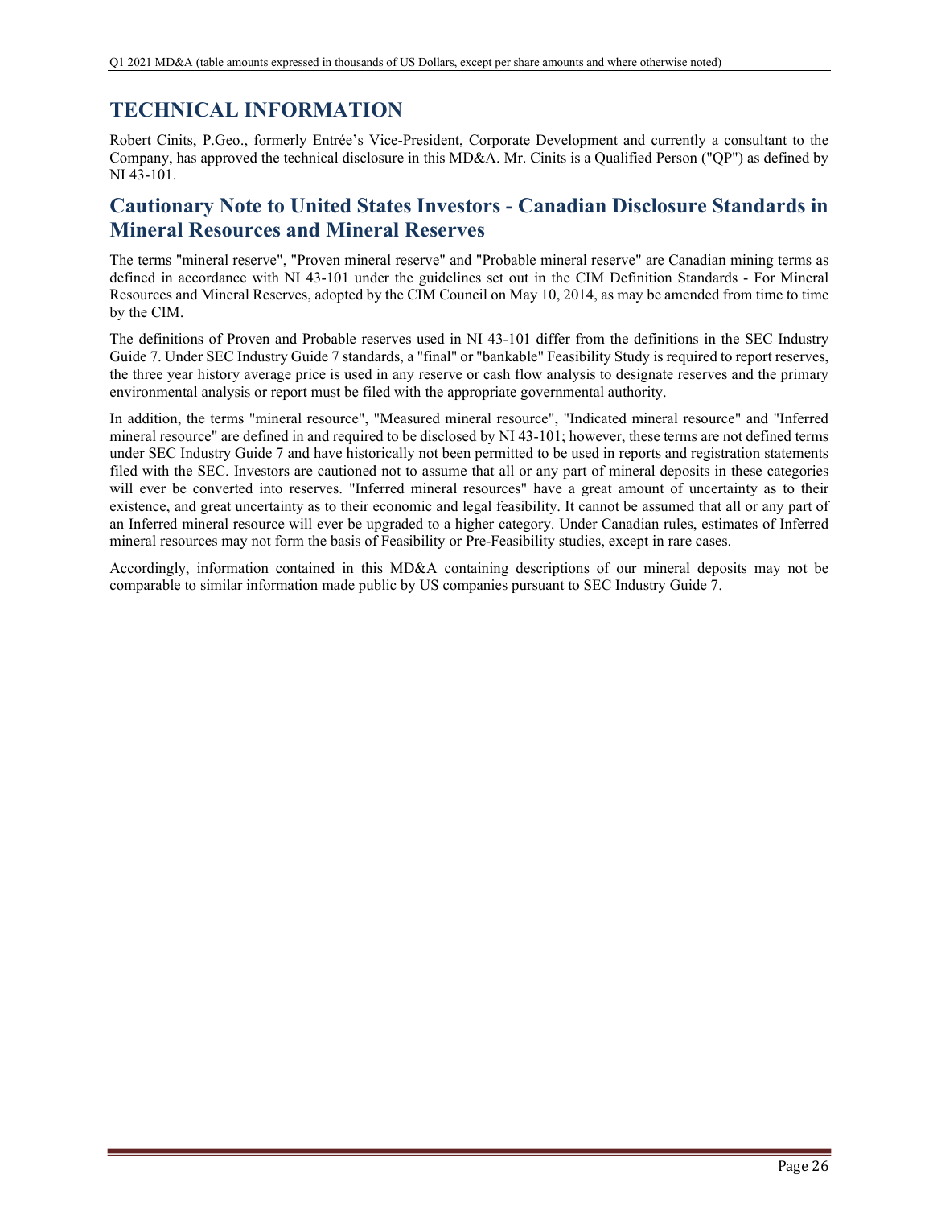# TECHNICAL INFORMATION

Robert Cinits, P.Geo., formerly Entrée's Vice-President, Corporate Development and currently a consultant to the Company, has approved the technical disclosure in this MD&A. Mr. Cinits is a Qualified Person ("QP") as defined by NI 43-101.

## Cautionary Note to United States Investors - Canadian Disclosure Standards in Mineral Resources and Mineral Reserves

The terms "mineral reserve", "Proven mineral reserve" and "Probable mineral reserve" are Canadian mining terms as defined in accordance with NI 43-101 under the guidelines set out in the CIM Definition Standards - For Mineral Resources and Mineral Reserves, adopted by the CIM Council on May 10, 2014, as may be amended from time to time by the CIM.

The definitions of Proven and Probable reserves used in NI 43-101 differ from the definitions in the SEC Industry Guide 7. Under SEC Industry Guide 7 standards, a "final" or "bankable" Feasibility Study is required to report reserves, the three year history average price is used in any reserve or cash flow analysis to designate reserves and the primary environmental analysis or report must be filed with the appropriate governmental authority.

In addition, the terms "mineral resource", "Measured mineral resource", "Indicated mineral resource" and "Inferred mineral resource" are defined in and required to be disclosed by NI 43-101; however, these terms are not defined terms under SEC Industry Guide 7 and have historically not been permitted to be used in reports and registration statements filed with the SEC. Investors are cautioned not to assume that all or any part of mineral deposits in these categories will ever be converted into reserves. "Inferred mineral resources" have a great amount of uncertainty as to their existence, and great uncertainty as to their economic and legal feasibility. It cannot be assumed that all or any part of an Inferred mineral resource will ever be upgraded to a higher category. Under Canadian rules, estimates of Inferred mineral resources may not form the basis of Feasibility or Pre-Feasibility studies, except in rare cases.

Accordingly, information contained in this MD&A containing descriptions of our mineral deposits may not be comparable to similar information made public by US companies pursuant to SEC Industry Guide 7.